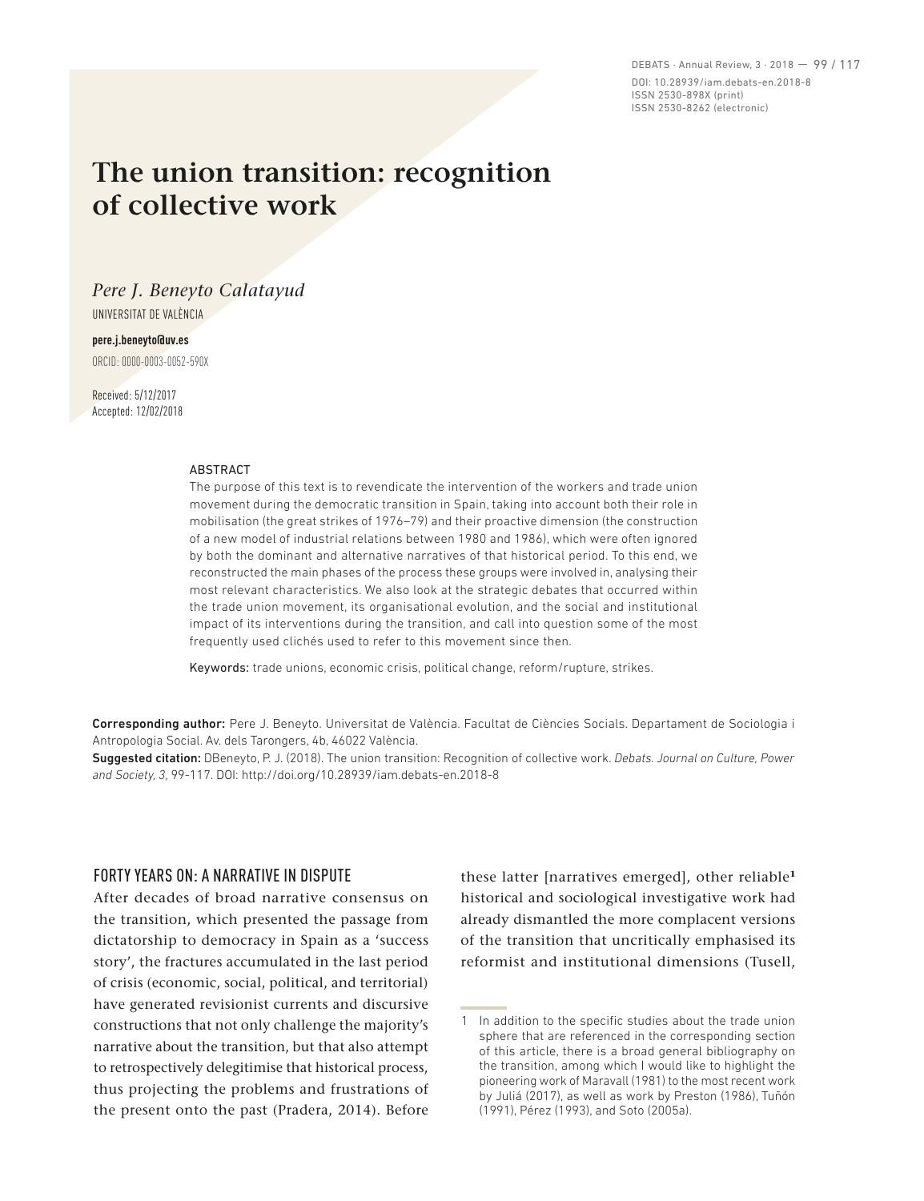# The union transition: recognition of collective work

*Pere J. Beneyto Calatayud*

UNIVERSITAT DE VALÈNCIA

**pere.j.beneyto@uv.es**

ORCID: 0000-0003-0052-590X

Received: 5/12/2017
Accepted: 12/02/2018

ABSTRACT

The purpose of this text is to revendicate the intervention of the workers and trade union movement during the democratic transition in Spain, taking into account both their role in mobilisation (the great strikes of 1976–79) and their proactive dimension (the construction of a new model of industrial relations between 1980 and 1986), which were often ignored by both the dominant and alternative narratives of that historical period. To this end, we reconstructed the main phases of the process these groups were involved in, analysing their most relevant characteristics. We also look at the strategic debates that occurred within the trade union movement, its organisational evolution, and the social and institutional impact of its interventions during the transition, and call into question some of the most frequently used clichés used to refer to this movement since then.

Keywords: trade unions, economic crisis, political change, reform/rupture, strikes.

**Corresponding author:** Pere J. Beneyto. Universitat de València. Facultat de Ciències Socials. Departament de Sociologia i Antropologia Social. Av. dels Tarongers, 4b, 46022 València.

**Suggested citation:** DBeneyto, P. J. (2018). The union transition: Recognition of collective work. *Debats. Journal on Culture, Power and Society, 3*, 99-117. DOI: http://doi.org/10.28939/iam.debats-en.2018-8

## FORTY YEARS ON: A NARRATIVE IN DISPUTE

After decades of broad narrative consensus on the transition, which presented the passage from dictatorship to democracy in Spain as a 'success story', the fractures accumulated in the last period of crisis (economic, social, political, and territorial) have generated revisionist currents and discursive constructions that not only challenge the majority's narrative about the transition, but that also attempt to retrospectively delegitimise that historical process, thus projecting the problems and frustrations of the present onto the past (Pradera, 2014). Before these latter [narratives emerged], other reliable[1] historical and sociological investigative work had already dismantled the more complacent versions of the transition that uncritically emphasised its reformist and institutional dimensions (Tusell,

1 In addition to the specific studies about the trade union sphere that are referenced in the corresponding section of this article, there is a broad general bibliography on the transition, among which I would like to highlight the pioneering work of Maravall (1981) to the most recent work by Juliá (2017), as well as work by Preston (1986), Tuñón (1991), Pérez (1993), and Soto (2005a).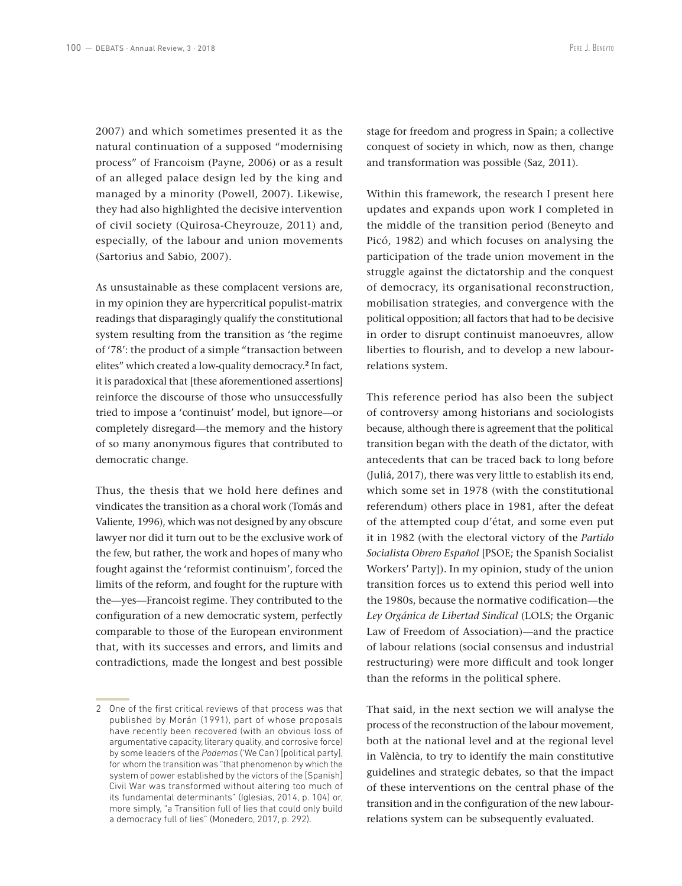2007) and which sometimes presented it as the natural continuation of a supposed "modernising process" of Francoism (Payne, 2006) or as a result of an alleged palace design led by the king and managed by a minority (Powell, 2007). Likewise, they had also highlighted the decisive intervention of civil society (Quirosa-Cheyrouze, 2011) and, especially, of the labour and union movements (Sartorius and Sabio, 2007).

As unsustainable as these complacent versions are, in my opinion they are hypercritical populist-matrix readings that disparagingly qualify the constitutional system resulting from the transition as 'the regime of '78': the product of a simple "transaction between elites" which created a low-quality democracy.[2] In fact, it is paradoxical that [these aforementioned assertions] reinforce the discourse of those who unsuccessfully tried to impose a 'continuist' model, but ignore—or completely disregard—the memory and the history of so many anonymous figures that contributed to democratic change.

Thus, the thesis that we hold here defines and vindicates the transition as a choral work (Tomás and Valiente, 1996), which was not designed by any obscure lawyer nor did it turn out to be the exclusive work of the few, but rather, the work and hopes of many who fought against the 'reformist continuism', forced the limits of the reform, and fought for the rupture with the—yes—Francoist regime. They contributed to the configuration of a new democratic system, perfectly comparable to those of the European environment that, with its successes and errors, and limits and contradictions, made the longest and best possible stage for freedom and progress in Spain; a collective conquest of society in which, now as then, change and transformation was possible (Saz, 2011).

Within this framework, the research I present here updates and expands upon work I completed in the middle of the transition period (Beneyto and Picó, 1982) and which focuses on analysing the participation of the trade union movement in the struggle against the dictatorship and the conquest of democracy, its organisational reconstruction, mobilisation strategies, and convergence with the political opposition; all factors that had to be decisive in order to disrupt continuist manoeuvres, allow liberties to flourish, and to develop a new labour-relations system.

This reference period has also been the subject of controversy among historians and sociologists because, although there is agreement that the political transition began with the death of the dictator, with antecedents that can be traced back to long before (Juliá, 2017), there was very little to establish its end, which some set in 1978 (with the constitutional referendum) others place in 1981, after the defeat of the attempted coup d'état, and some even put it in 1982 (with the electoral victory of the *Partido Socialista Obrero Español* [PSOE; the Spanish Socialist Workers' Party]). In my opinion, study of the union transition forces us to extend this period well into the 1980s, because the normative codification—the *Ley Orgánica de Libertad Sindical* (LOLS; the Organic Law of Freedom of Association)—and the practice of labour relations (social consensus and industrial restructuring) were more difficult and took longer than the reforms in the political sphere.

That said, in the next section we will analyse the process of the reconstruction of the labour movement, both at the national level and at the regional level in València, to try to identify the main constitutive guidelines and strategic debates, so that the impact of these interventions on the central phase of the transition and in the configuration of the new labour-relations system can be subsequently evaluated.

---

2 One of the first critical reviews of that process was that published by Morán (1991), part of whose proposals have recently been recovered (with an obvious loss of argumentative capacity, literary quality, and corrosive force) by some leaders of the *Podemos* ('We Can') [political party], for whom the transition was "that phenomenon by which the system of power established by the victors of the [Spanish] Civil War was transformed without altering too much of its fundamental determinants" (Iglesias, 2014, p. 104) or, more simply, "a Transition full of lies that could only build a democracy full of lies" (Monedero, 2017, p. 292).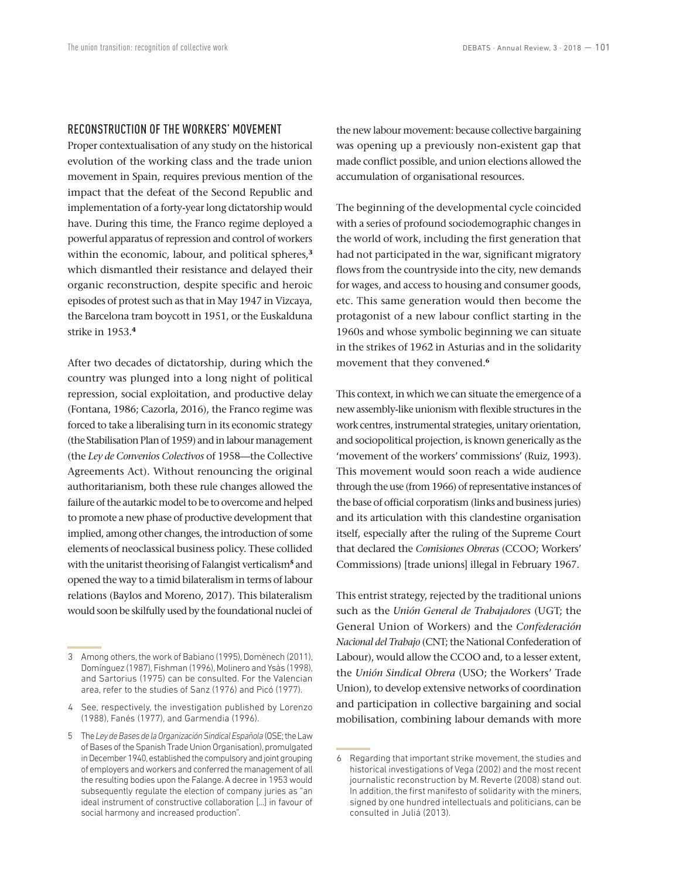## RECONSTRUCTION OF THE WORKERS' MOVEMENT

Proper contextualisation of any study on the historical evolution of the working class and the trade union movement in Spain, requires previous mention of the impact that the defeat of the Second Republic and implementation of a forty-year long dictatorship would have. During this time, the Franco regime deployed a powerful apparatus of repression and control of workers within the economic, labour, and political spheres,[3] which dismantled their resistance and delayed their organic reconstruction, despite specific and heroic episodes of protest such as that in May 1947 in Vizcaya, the Barcelona tram boycott in 1951, or the Euskalduna strike in 1953.[4]

After two decades of dictatorship, during which the country was plunged into a long night of political repression, social exploitation, and productive delay (Fontana, 1986; Cazorla, 2016), the Franco regime was forced to take a liberalising turn in its economic strategy (the Stabilisation Plan of 1959) and in labour management (the *Ley de Convenios Colectivos* of 1958—the Collective Agreements Act). Without renouncing the original authoritarianism, both these rule changes allowed the failure of the autarkic model to be to overcome and helped to promote a new phase of productive development that implied, among other changes, the introduction of some elements of neoclassical business policy. These collided with the unitarist theorising of Falangist verticalism[5] and opened the way to a timid bilateralism in terms of labour relations (Baylos and Moreno, 2017). This bilateralism would soon be skilfully used by the foundational nuclei of the new labour movement: because collective bargaining was opening up a previously non-existent gap that made conflict possible, and union elections allowed the accumulation of organisational resources.

The beginning of the developmental cycle coincided with a series of profound sociodemographic changes in the world of work, including the first generation that had not participated in the war, significant migratory flows from the countryside into the city, new demands for wages, and access to housing and consumer goods, etc. This same generation would then become the protagonist of a new labour conflict starting in the 1960s and whose symbolic beginning we can situate in the strikes of 1962 in Asturias and in the solidarity movement that they convened.[6]

This context, in which we can situate the emergence of a new assembly-like unionism with flexible structures in the work centres, instrumental strategies, unitary orientation, and sociopolitical projection, is known generically as the 'movement of the workers' commissions' (Ruiz, 1993). This movement would soon reach a wide audience through the use (from 1966) of representative instances of the base of official corporatism (links and business juries) and its articulation with this clandestine organisation itself, especially after the ruling of the Supreme Court that declared the *Comisiones Obreras* (CCOO; Workers' Commissions) [trade unions] illegal in February 1967.

This entrist strategy, rejected by the traditional unions such as the *Unión General de Trabajadores* (UGT; the General Union of Workers) and the *Confederación Nacional del Trabajo* (CNT; the National Confederation of Labour), would allow the CCOO and, to a lesser extent, the *Unión Sindical Obrera* (USO; the Workers' Trade Union), to develop extensive networks of coordination and participation in collective bargaining and social mobilisation, combining labour demands with more

---

3 Among others, the work of Babiano (1995), Domènech (2011), Domínguez (1987), Fishman (1996), Molinero and Ysàs (1998), and Sartorius (1975) can be consulted. For the Valencian area, refer to the studies of Sanz (1976) and Picó (1977).

4 See, respectively, the investigation published by Lorenzo (1988), Fanés (1977), and Garmendia (1996).

5 The *Ley de Bases de la Organización Sindical Española* (OSE; the Law of Bases of the Spanish Trade Union Organisation), promulgated in December 1940, established the compulsory and joint grouping of employers and workers and conferred the management of all the resulting bodies upon the Falange. A decree in 1953 would subsequently regulate the election of company juries as "an ideal instrument of constructive collaboration […] in favour of social harmony and increased production".

6 Regarding that important strike movement, the studies and historical investigations of Vega (2002) and the most recent journalistic reconstruction by M. Reverte (2008) stand out. In addition, the first manifesto of solidarity with the miners, signed by one hundred intellectuals and politicians, can be consulted in Juliá (2013).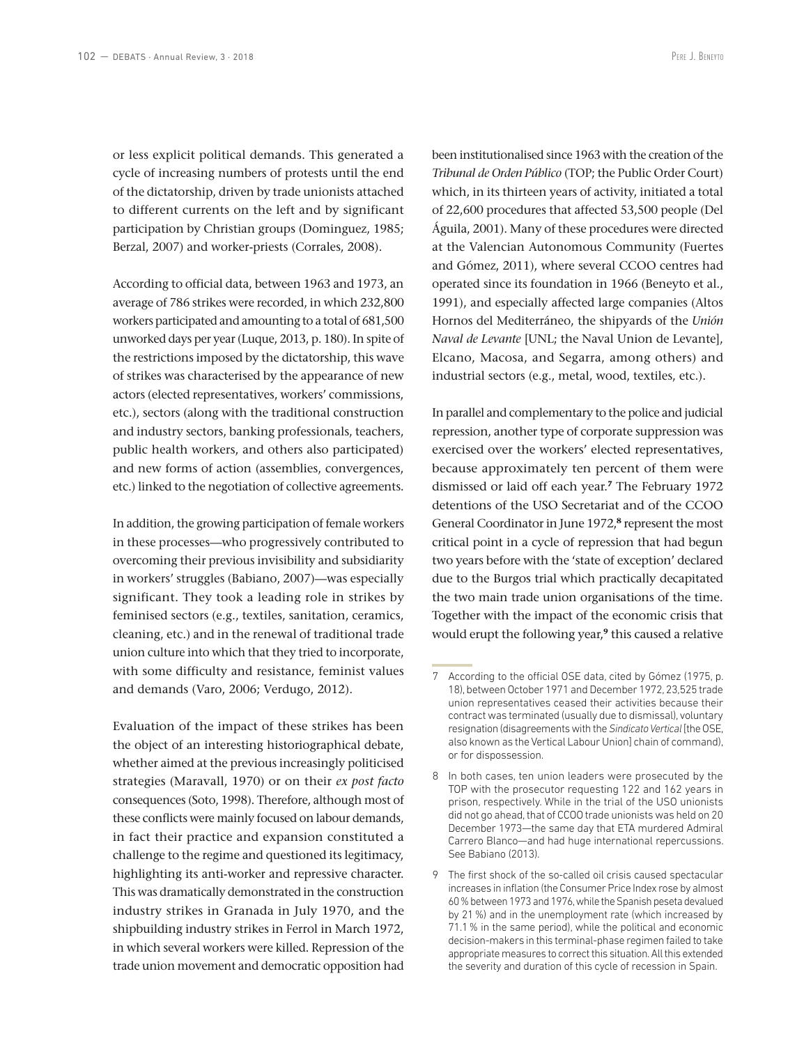or less explicit political demands. This generated a cycle of increasing numbers of protests until the end of the dictatorship, driven by trade unionists attached to different currents on the left and by significant participation by Christian groups (Dominguez, 1985; Berzal, 2007) and worker-priests (Corrales, 2008).

According to official data, between 1963 and 1973, an average of 786 strikes were recorded, in which 232,800 workers participated and amounting to a total of 681,500 unworked days per year (Luque, 2013, p. 180). In spite of the restrictions imposed by the dictatorship, this wave of strikes was characterised by the appearance of new actors (elected representatives, workers' commissions, etc.), sectors (along with the traditional construction and industry sectors, banking professionals, teachers, public health workers, and others also participated) and new forms of action (assemblies, convergences, etc.) linked to the negotiation of collective agreements.

In addition, the growing participation of female workers in these processes—who progressively contributed to overcoming their previous invisibility and subsidiarity in workers' struggles (Babiano, 2007)—was especially significant. They took a leading role in strikes by feminised sectors (e.g., textiles, sanitation, ceramics, cleaning, etc.) and in the renewal of traditional trade union culture into which that they tried to incorporate, with some difficulty and resistance, feminist values and demands (Varo, 2006; Verdugo, 2012).

Evaluation of the impact of these strikes has been the object of an interesting historiographical debate, whether aimed at the previous increasingly politicised strategies (Maravall, 1970) or on their *ex post facto* consequences (Soto, 1998). Therefore, although most of these conflicts were mainly focused on labour demands, in fact their practice and expansion constituted a challenge to the regime and questioned its legitimacy, highlighting its anti-worker and repressive character. This was dramatically demonstrated in the construction industry strikes in Granada in July 1970, and the shipbuilding industry strikes in Ferrol in March 1972, in which several workers were killed. Repression of the trade union movement and democratic opposition had been institutionalised since 1963 with the creation of the *Tribunal de Orden Público* (TOP; the Public Order Court) which, in its thirteen years of activity, initiated a total of 22,600 procedures that affected 53,500 people (Del Águila, 2001). Many of these procedures were directed at the Valencian Autonomous Community (Fuertes and Gómez, 2011), where several CCOO centres had operated since its foundation in 1966 (Beneyto et al., 1991), and especially affected large companies (Altos Hornos del Mediterráneo, the shipyards of the *Unión Naval de Levante* [UNL; the Naval Union de Levante], Elcano, Macosa, and Segarra, among others) and industrial sectors (e.g., metal, wood, textiles, etc.).

In parallel and complementary to the police and judicial repression, another type of corporate suppression was exercised over the workers' elected representatives, because approximately ten percent of them were dismissed or laid off each year.[7] The February 1972 detentions of the USO Secretariat and of the CCOO General Coordinator in June 1972,[8] represent the most critical point in a cycle of repression that had begun two years before with the 'state of exception' declared due to the Burgos trial which practically decapitated the two main trade union organisations of the time. Together with the impact of the economic crisis that would erupt the following year,[9] this caused a relative

7 According to the official OSE data, cited by Gómez (1975, p. 18), between October 1971 and December 1972, 23,525 trade union representatives ceased their activities because their contract was terminated (usually due to dismissal), voluntary resignation (disagreements with the *Sindicato Vertical* [the OSE, also known as the Vertical Labour Union] chain of command), or for dispossession.

8 In both cases, ten union leaders were prosecuted by the TOP with the prosecutor requesting 122 and 162 years in prison, respectively. While in the trial of the USO unionists did not go ahead, that of CCOO trade unionists was held on 20 December 1973—the same day that ETA murdered Admiral Carrero Blanco—and had huge international repercussions. See Babiano (2013).

9 The first shock of the so-called oil crisis caused spectacular increases in inflation (the Consumer Price Index rose by almost 60 % between 1973 and 1976, while the Spanish peseta devalued by 21 %) and in the unemployment rate (which increased by 71.1 % in the same period), while the political and economic decision-makers in this terminal-phase regimen failed to take appropriate measures to correct this situation. All this extended the severity and duration of this cycle of recession in Spain.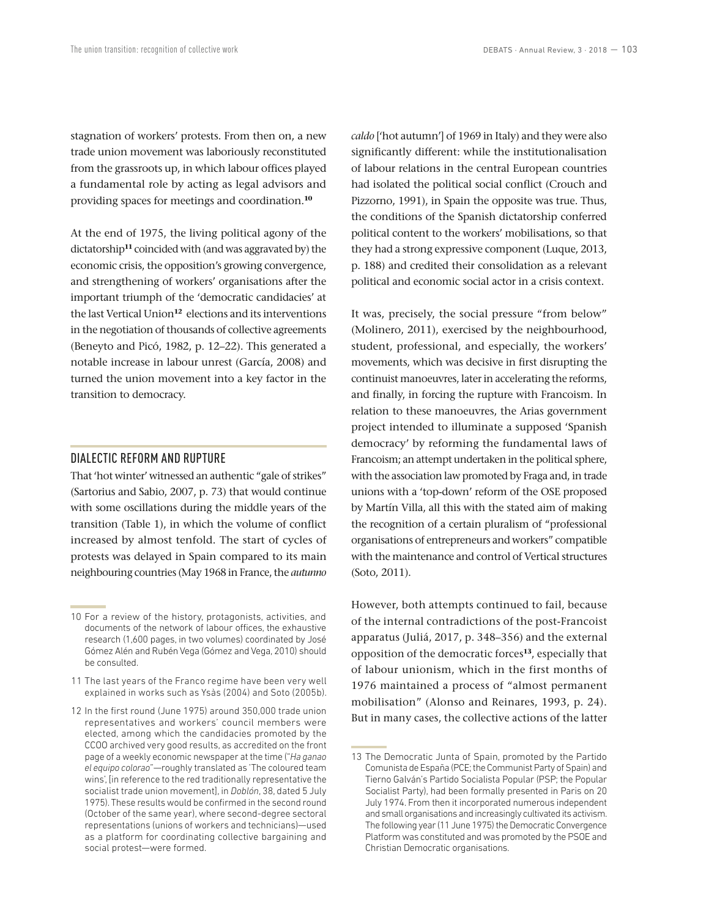stagnation of workers' protests. From then on, a new trade union movement was laboriously reconstituted from the grassroots up, in which labour offices played a fundamental role by acting as legal advisors and providing spaces for meetings and coordination.[10]

At the end of 1975, the living political agony of the dictatorship[11] coincided with (and was aggravated by) the economic crisis, the opposition's growing convergence, and strengthening of workers' organisations after the important triumph of the 'democratic candidacies' at the last Vertical Union[12] elections and its interventions in the negotiation of thousands of collective agreements (Beneyto and Picó, 1982, p. 12–22). This generated a notable increase in labour unrest (García, 2008) and turned the union movement into a key factor in the transition to democracy.

## DIALECTIC REFORM AND RUPTURE

That 'hot winter' witnessed an authentic "gale of strikes" (Sartorius and Sabio, 2007, p. 73) that would continue with some oscillations during the middle years of the transition (Table 1), in which the volume of conflict increased by almost tenfold. The start of cycles of protests was delayed in Spain compared to its main neighbouring countries (May 1968 in France, the *autunno caldo* ['hot autumn'] of 1969 in Italy) and they were also significantly different: while the institutionalisation of labour relations in the central European countries had isolated the political social conflict (Crouch and Pizzorno, 1991), in Spain the opposite was true. Thus, the conditions of the Spanish dictatorship conferred political content to the workers' mobilisations, so that they had a strong expressive component (Luque, 2013, p. 188) and credited their consolidation as a relevant political and economic social actor in a crisis context.

It was, precisely, the social pressure "from below" (Molinero, 2011), exercised by the neighbourhood, student, professional, and especially, the workers' movements, which was decisive in first disrupting the continuist manoeuvres, later in accelerating the reforms, and finally, in forcing the rupture with Francoism. In relation to these manoeuvres, the Arias government project intended to illuminate a supposed 'Spanish democracy' by reforming the fundamental laws of Francoism; an attempt undertaken in the political sphere, with the association law promoted by Fraga and, in trade unions with a 'top-down' reform of the OSE proposed by Martín Villa, all this with the stated aim of making the recognition of a certain pluralism of "professional organisations of entrepreneurs and workers" compatible with the maintenance and control of Vertical structures (Soto, 2011).

However, both attempts continued to fail, because of the internal contradictions of the post-Francoist apparatus (Juliá, 2017, p. 348–356) and the external opposition of the democratic forces[13], especially that of labour unionism, which in the first months of 1976 maintained a process of "almost permanent mobilisation" (Alonso and Reinares, 1993, p. 24). But in many cases, the collective actions of the latter

---

10 For a review of the history, protagonists, activities, and documents of the network of labour offices, the exhaustive research (1,600 pages, in two volumes) coordinated by José Gómez Alén and Rubén Vega (Gómez and Vega, 2010) should be consulted.

11 The last years of the Franco regime have been very well explained in works such as Ysàs (2004) and Soto (2005b).

12 In the first round (June 1975) around 350,000 trade union representatives and workers' council members were elected, among which the candidacies promoted by the CCOO archived very good results, as accredited on the front page of a weekly economic newspaper at the time ("*Ha ganao el equipo colorao*"—roughly translated as 'The coloured team wins', [in reference to the red traditionally representative the socialist trade union movement], in *Doblón*, 38, dated 5 July 1975). These results would be confirmed in the second round (October of the same year), where second-degree sectoral representations (unions of workers and technicians)—used as a platform for coordinating collective bargaining and social protest—were formed.

13 The Democratic Junta of Spain, promoted by the Partido Comunista de España (PCE; the Communist Party of Spain) and Tierno Galván's Partido Socialista Popular (PSP; the Popular Socialist Party), had been formally presented in Paris on 20 July 1974. From then it incorporated numerous independent and small organisations and increasingly cultivated its activism. The following year (11 June 1975) the Democratic Convergence Platform was constituted and was promoted by the PSOE and Christian Democratic organisations.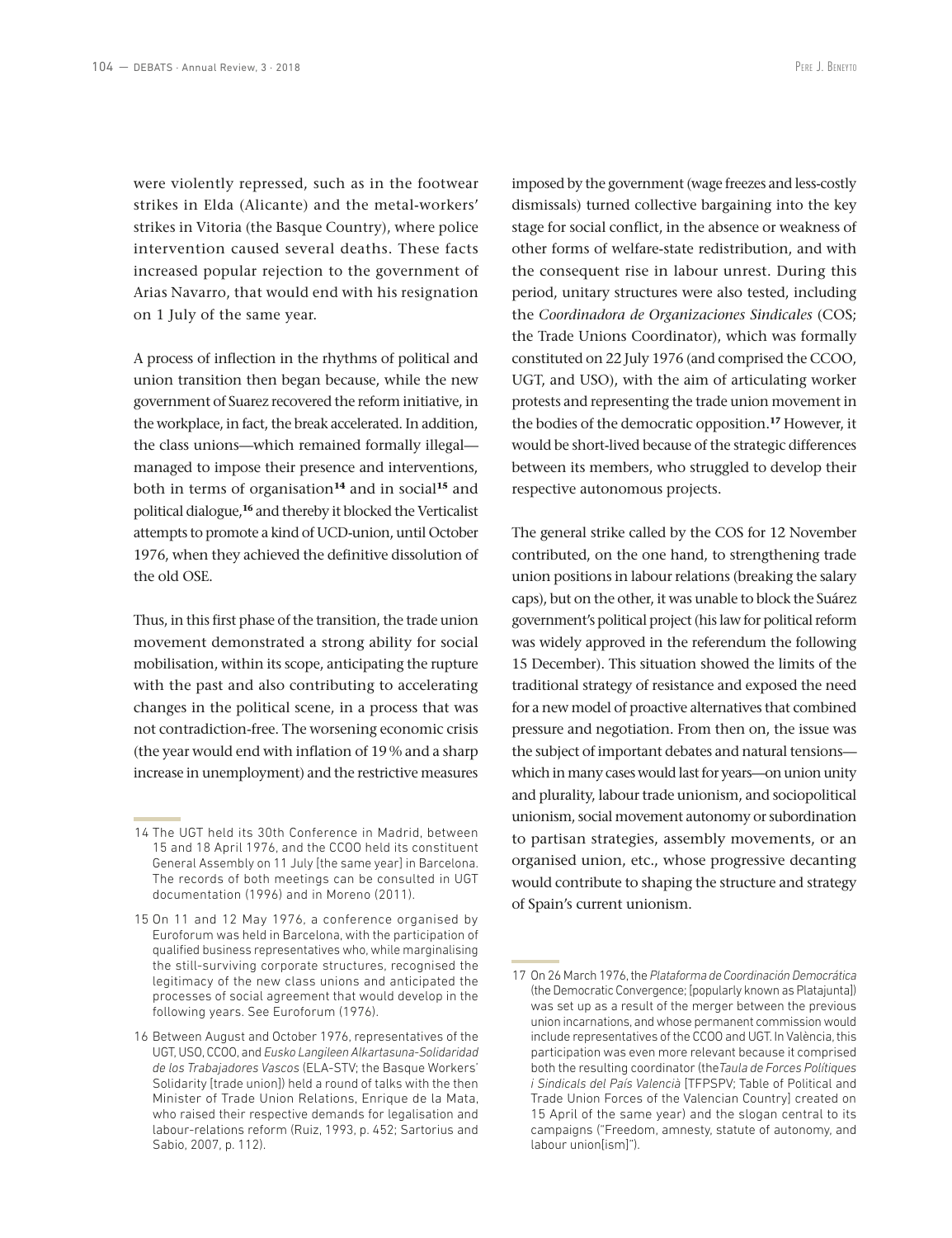were violently repressed, such as in the footwear strikes in Elda (Alicante) and the metal-workers' strikes in Vitoria (the Basque Country), where police intervention caused several deaths. These facts increased popular rejection to the government of Arias Navarro, that would end with his resignation on 1 July of the same year.

A process of inflection in the rhythms of political and union transition then began because, while the new government of Suarez recovered the reform initiative, in the workplace, in fact, the break accelerated. In addition, the class unions—which remained formally illegal—managed to impose their presence and interventions, both in terms of organisation[14] and in social[15] and political dialogue,[16] and thereby it blocked the Verticalist attempts to promote a kind of UCD-union, until October 1976, when they achieved the definitive dissolution of the old OSE.

Thus, in this first phase of the transition, the trade union movement demonstrated a strong ability for social mobilisation, within its scope, anticipating the rupture with the past and also contributing to accelerating changes in the political scene, in a process that was not contradiction-free. The worsening economic crisis (the year would end with inflation of 19 % and a sharp increase in unemployment) and the restrictive measures imposed by the government (wage freezes and less-costly dismissals) turned collective bargaining into the key stage for social conflict, in the absence or weakness of other forms of welfare-state redistribution, and with the consequent rise in labour unrest. During this period, unitary structures were also tested, including the *Coordinadora de Organizaciones Sindicales* (COS; the Trade Unions Coordinator), which was formally constituted on 22 July 1976 (and comprised the CCOO, UGT, and USO), with the aim of articulating worker protests and representing the trade union movement in the bodies of the democratic opposition.[17] However, it would be short-lived because of the strategic differences between its members, who struggled to develop their respective autonomous projects.

The general strike called by the COS for 12 November contributed, on the one hand, to strengthening trade union positions in labour relations (breaking the salary caps), but on the other, it was unable to block the Suárez government's political project (his law for political reform was widely approved in the referendum the following 15 December). This situation showed the limits of the traditional strategy of resistance and exposed the need for a new model of proactive alternatives that combined pressure and negotiation. From then on, the issue was the subject of important debates and natural tensions—which in many cases would last for years—on union unity and plurality, labour trade unionism, and sociopolitical unionism, social movement autonomy or subordination to partisan strategies, assembly movements, or an organised union, etc., whose progressive decanting would contribute to shaping the structure and strategy of Spain's current unionism.

---

14 The UGT held its 30th Conference in Madrid, between 15 and 18 April 1976, and the CCOO held its constituent General Assembly on 11 July [the same year] in Barcelona. The records of both meetings can be consulted in UGT documentation (1996) and in Moreno (2011).

15 On 11 and 12 May 1976, a conference organised by Euroforum was held in Barcelona, with the participation of qualified business representatives who, while marginalising the still-surviving corporate structures, recognised the legitimacy of the new class unions and anticipated the processes of social agreement that would develop in the following years. See Euroforum (1976).

16 Between August and October 1976, representatives of the UGT, USO, CCOO, and *Eusko Langileen Alkartasuna-Solidaridad de los Trabajadores Vascos* (ELA-STV; the Basque Workers' Solidarity [trade union]) held a round of talks with the then Minister of Trade Union Relations, Enrique de la Mata, who raised their respective demands for legalisation and labour-relations reform (Ruiz, 1993, p. 452; Sartorius and Sabio, 2007, p. 112).

17 On 26 March 1976, the *Plataforma de Coordinación Democrática* (the Democratic Convergence; [popularly known as Platajunta]) was set up as a result of the merger between the previous union incarnations, and whose permanent commission would include representatives of the CCOO and UGT. In València, this participation was even more relevant because it comprised both the resulting coordinator (the *Taula de Forces Polítiques i Sindicals del País Valencià* [TFPSPV; Table of Political and Trade Union Forces of the Valencian Country] created on 15 April of the same year) and the slogan central to its campaigns ("Freedom, amnesty, statute of autonomy, and labour union[ism]").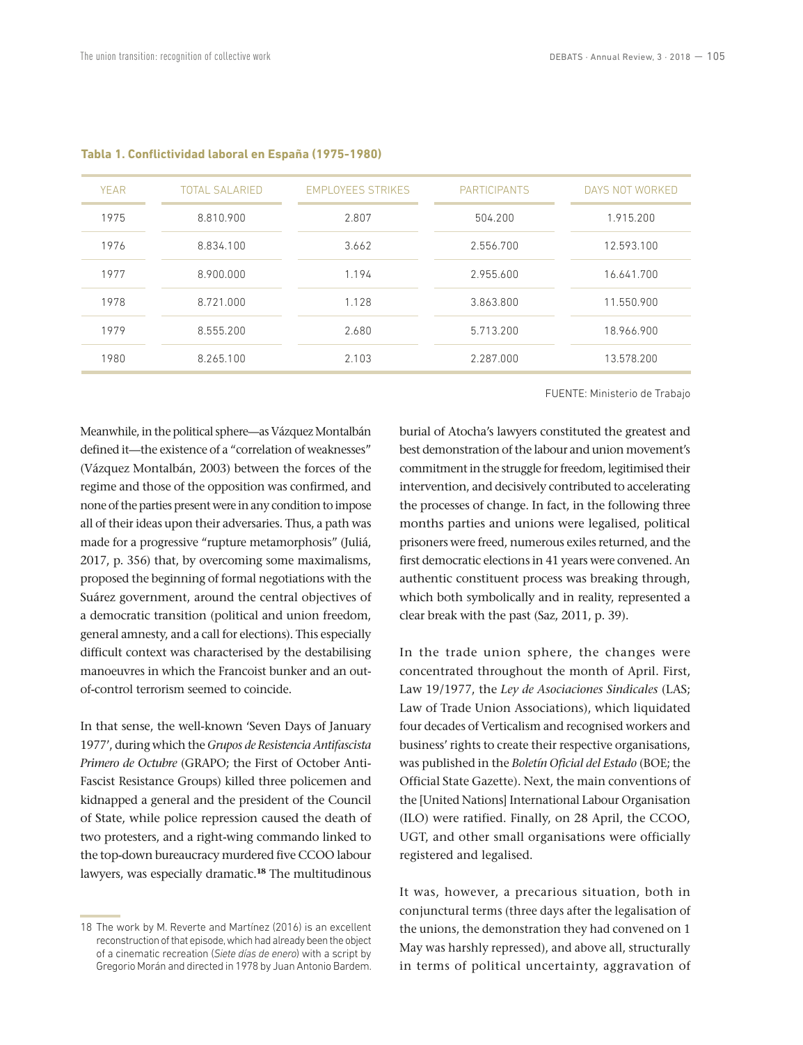**Tabla 1. Conflictividad laboral en España (1975-1980)**

| YEAR | TOTAL SALARIED | EMPLOYEES STRIKES | PARTICIPANTS | DAYS NOT WORKED |
|---|---|---|---|---|
| 1975 | 8.810.900 | 2.807 | 504.200 | 1.915.200 |
| 1976 | 8.834.100 | 3.662 | 2.556.700 | 12.593.100 |
| 1977 | 8.900.000 | 1.194 | 2.955.600 | 16.641.700 |
| 1978 | 8.721.000 | 1.128 | 3.863.800 | 11.550.900 |
| 1979 | 8.555.200 | 2.680 | 5.713.200 | 18.966.900 |
| 1980 | 8.265.100 | 2.103 | 2.287.000 | 13.578.200 |

FUENTE: Ministerio de Trabajo

Meanwhile, in the political sphere—as Vázquez Montalbán defined it—the existence of a "correlation of weaknesses" (Vázquez Montalbán, 2003) between the forces of the regime and those of the opposition was confirmed, and none of the parties present were in any condition to impose all of their ideas upon their adversaries. Thus, a path was made for a progressive "rupture metamorphosis" (Juliá, 2017, p. 356) that, by overcoming some maximalisms, proposed the beginning of formal negotiations with the Suárez government, around the central objectives of a democratic transition (political and union freedom, general amnesty, and a call for elections). This especially difficult context was characterised by the destabilising manoeuvres in which the Francoist bunker and an out-of-control terrorism seemed to coincide.

In that sense, the well-known 'Seven Days of January 1977', during which the *Grupos de Resistencia Antifascista Primero de Octubre* (GRAPO; the First of October Anti-Fascist Resistance Groups) killed three policemen and kidnapped a general and the president of the Council of State, while police repression caused the death of two protesters, and a right-wing commando linked to the top-down bureaucracy murdered five CCOO labour lawyers, was especially dramatic.[18] The multitudinous burial of Atocha's lawyers constituted the greatest and best demonstration of the labour and union movement's commitment in the struggle for freedom, legitimised their intervention, and decisively contributed to accelerating the processes of change. In fact, in the following three months parties and unions were legalised, political prisoners were freed, numerous exiles returned, and the first democratic elections in 41 years were convened. An authentic constituent process was breaking through, which both symbolically and in reality, represented a clear break with the past (Saz, 2011, p. 39).

In the trade union sphere, the changes were concentrated throughout the month of April. First, Law 19/1977, the *Ley de Asociaciones Sindicales* (LAS; Law of Trade Union Associations), which liquidated four decades of Verticalism and recognised workers and business' rights to create their respective organisations, was published in the *Boletín Oficial del Estado* (BOE; the Official State Gazette). Next, the main conventions of the [United Nations] International Labour Organisation (ILO) were ratified. Finally, on 28 April, the CCOO, UGT, and other small organisations were officially registered and legalised.

It was, however, a precarious situation, both in conjunctural terms (three days after the legalisation of the unions, the demonstration they had convened on 1 May was harshly repressed), and above all, structurally in terms of political uncertainty, aggravation of

18 The work by M. Reverte and Martínez (2016) is an excellent reconstruction of that episode, which had already been the object of a cinematic recreation (*Siete días de enero*) with a script by Gregorio Morán and directed in 1978 by Juan Antonio Bardem.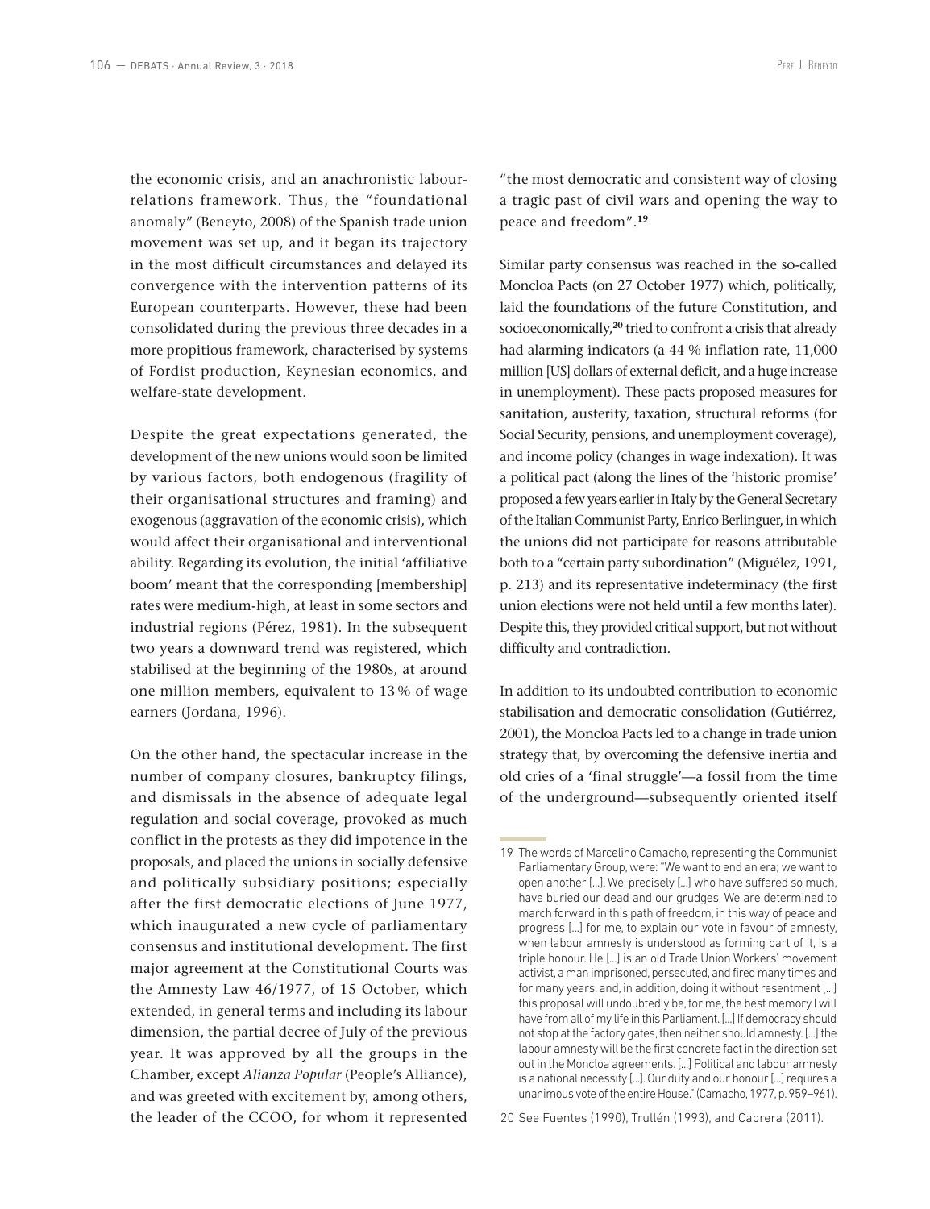the economic crisis, and an anachronistic labour-relations framework. Thus, the "foundational anomaly" (Beneyto, 2008) of the Spanish trade union movement was set up, and it began its trajectory in the most difficult circumstances and delayed its convergence with the intervention patterns of its European counterparts. However, these had been consolidated during the previous three decades in a more propitious framework, characterised by systems of Fordist production, Keynesian economics, and welfare-state development.

Despite the great expectations generated, the development of the new unions would soon be limited by various factors, both endogenous (fragility of their organisational structures and framing) and exogenous (aggravation of the economic crisis), which would affect their organisational and interventional ability. Regarding its evolution, the initial 'affiliative boom' meant that the corresponding [membership] rates were medium-high, at least in some sectors and industrial regions (Pérez, 1981). In the subsequent two years a downward trend was registered, which stabilised at the beginning of the 1980s, at around one million members, equivalent to 13 % of wage earners (Jordana, 1996).

On the other hand, the spectacular increase in the number of company closures, bankruptcy filings, and dismissals in the absence of adequate legal regulation and social coverage, provoked as much conflict in the protests as they did impotence in the proposals, and placed the unions in socially defensive and politically subsidiary positions; especially after the first democratic elections of June 1977, which inaugurated a new cycle of parliamentary consensus and institutional development. The first major agreement at the Constitutional Courts was the Amnesty Law 46/1977, of 15 October, which extended, in general terms and including its labour dimension, the partial decree of July of the previous year. It was approved by all the groups in the Chamber, except *Alianza Popular* (People's Alliance), and was greeted with excitement by, among others, the leader of the CCOO, for whom it represented "the most democratic and consistent way of closing a tragic past of civil wars and opening the way to peace and freedom".[19]

Similar party consensus was reached in the so-called Moncloa Pacts (on 27 October 1977) which, politically, laid the foundations of the future Constitution, and socioeconomically,[20] tried to confront a crisis that already had alarming indicators (a 44 % inflation rate, 11,000 million [US] dollars of external deficit, and a huge increase in unemployment). These pacts proposed measures for sanitation, austerity, taxation, structural reforms (for Social Security, pensions, and unemployment coverage), and income policy (changes in wage indexation). It was a political pact (along the lines of the 'historic promise' proposed a few years earlier in Italy by the General Secretary of the Italian Communist Party, Enrico Berlinguer, in which the unions did not participate for reasons attributable both to a "certain party subordination" (Miguélez, 1991, p. 213) and its representative indeterminacy (the first union elections were not held until a few months later). Despite this, they provided critical support, but not without difficulty and contradiction.

In addition to its undoubted contribution to economic stabilisation and democratic consolidation (Gutiérrez, 2001), the Moncloa Pacts led to a change in trade union strategy that, by overcoming the defensive inertia and old cries of a 'final struggle'—a fossil from the time of the underground—subsequently oriented itself

---

19 The words of Marcelino Camacho, representing the Communist Parliamentary Group, were: "We want to end an era; we want to open another [...]. We, precisely [...] who have suffered so much, have buried our dead and our grudges. We are determined to march forward in this path of freedom, in this way of peace and progress [...] for me, to explain our vote in favour of amnesty, when labour amnesty is understood as forming part of it, is a triple honour. He [...] is an old Trade Union Workers' movement activist, a man imprisoned, persecuted, and fired many times and for many years, and, in addition, doing it without resentment [...] this proposal will undoubtedly be, for me, the best memory I will have from all of my life in this Parliament. [...] If democracy should not stop at the factory gates, then neither should amnesty. [...] the labour amnesty will be the first concrete fact in the direction set out in the Moncloa agreements. [...] Political and labour amnesty is a national necessity [...]. Our duty and our honour [...] requires a unanimous vote of the entire House." (Camacho, 1977, p. 959–961).

20 See Fuentes (1990), Trullén (1993), and Cabrera (2011).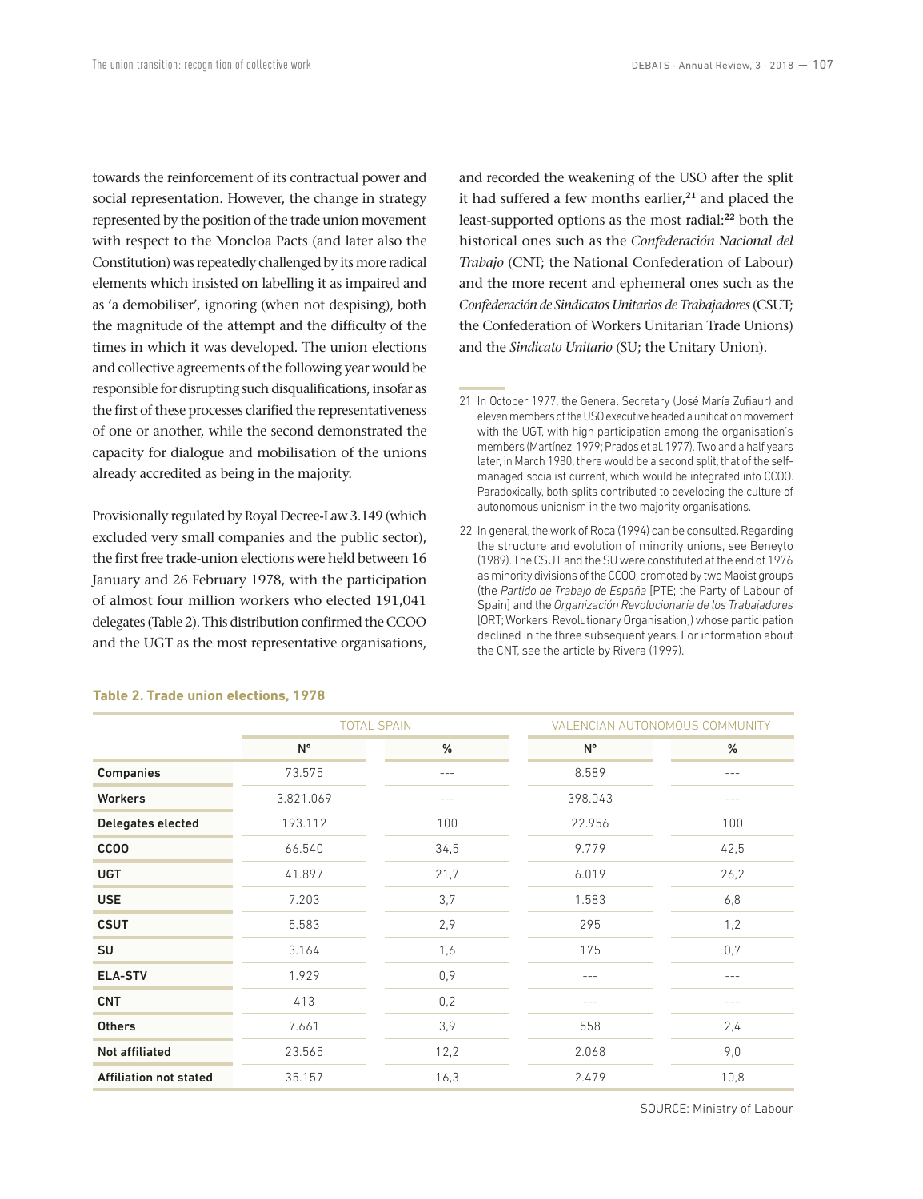towards the reinforcement of its contractual power and social representation. However, the change in strategy represented by the position of the trade union movement with respect to the Moncloa Pacts (and later also the Constitution) was repeatedly challenged by its more radical elements which insisted on labelling it as impaired and as 'a demobiliser', ignoring (when not despising), both the magnitude of the attempt and the difficulty of the times in which it was developed. The union elections and collective agreements of the following year would be responsible for disrupting such disqualifications, insofar as the first of these processes clarified the representativeness of one or another, while the second demonstrated the capacity for dialogue and mobilisation of the unions already accredited as being in the majority.

Provisionally regulated by Royal Decree-Law 3.149 (which excluded very small companies and the public sector), the first free trade-union elections were held between 16 January and 26 February 1978, with the participation of almost four million workers who elected 191,041 delegates (Table 2). This distribution confirmed the CCOO and the UGT as the most representative organisations, and recorded the weakening of the USO after the split it had suffered a few months earlier,[21] and placed the least-supported options as the most radial:[22] both the historical ones such as the *Confederación Nacional del Trabajo* (CNT; the National Confederation of Labour) and the more recent and ephemeral ones such as the *Confederación de Sindicatos Unitarios de Trabajadores* (CSUT; the Confederation of Workers Unitarian Trade Unions) and the *Sindicato Unitario* (SU; the Unitary Union).

**Table 2. Trade union elections, 1978**

| | TOTAL SPAIN | | VALENCIAN AUTONOMOUS COMMUNITY | |
|---|---|---|---|---|
| | Nº | % | Nº | % |
| **Companies** | 73.575 | --- | 8.589 | --- |
| **Workers** | 3.821.069 | --- | 398.043 | --- |
| **Delegates elected** | 193.112 | 100 | 22.956 | 100 |
| **CCOO** | 66.540 | 34,5 | 9.779 | 42,5 |
| **UGT** | 41.897 | 21,7 | 6.019 | 26,2 |
| **USE** | 7.203 | 3,7 | 1.583 | 6,8 |
| **CSUT** | 5.583 | 2,9 | 295 | 1,2 |
| **SU** | 3.164 | 1,6 | 175 | 0,7 |
| **ELA-STV** | 1.929 | 0,9 | --- | --- |
| **CNT** | 413 | 0,2 | --- | --- |
| **Others** | 7.661 | 3,9 | 558 | 2,4 |
| **Not affiliated** | 23.565 | 12,2 | 2.068 | 9,0 |
| **Affiliation not stated** | 35.157 | 16,3 | 2.479 | 10,8 |

SOURCE: Ministry of Labour

21 In October 1977, the General Secretary (José María Zufiaur) and eleven members of the USO executive headed a unification movement with the UGT, with high participation among the organisation's members (Martínez, 1979; Prados et al. 1977). Two and a half years later, in March 1980, there would be a second split, that of the self-managed socialist current, which would be integrated into CCOO. Paradoxically, both splits contributed to developing the culture of autonomous unionism in the two majority organisations.

22 In general, the work of Roca (1994) can be consulted. Regarding the structure and evolution of minority unions, see Beneyto (1989). The CSUT and the SU were constituted at the end of 1976 as minority divisions of the CCOO, promoted by two Maoist groups (the *Partido de Trabajo de España* [PTE; the Party of Labour of Spain] and the *Organización Revolucionaria de los Trabajadores* [ORT; Workers' Revolutionary Organisation]) whose participation declined in the three subsequent years. For information about the CNT, see the article by Rivera (1999).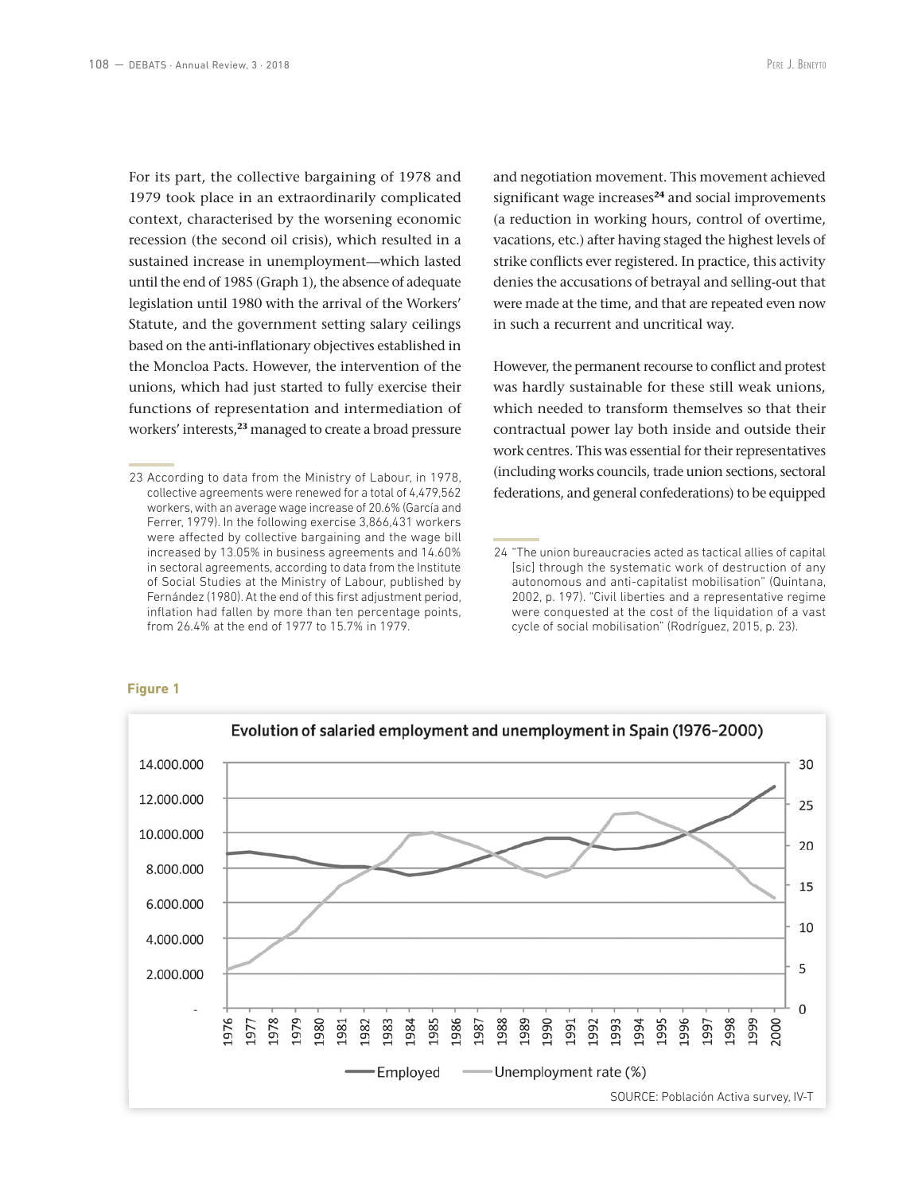For its part, the collective bargaining of 1978 and 1979 took place in an extraordinarily complicated context, characterised by the worsening economic recession (the second oil crisis), which resulted in a sustained increase in unemployment—which lasted until the end of 1985 (Graph 1), the absence of adequate legislation until 1980 with the arrival of the Workers' Statute, and the government setting salary ceilings based on the anti-inflationary objectives established in the Moncloa Pacts. However, the intervention of the unions, which had just started to fully exercise their functions of representation and intermediation of workers' interests,[23] managed to create a broad pressure and negotiation movement. This movement achieved significant wage increases[24] and social improvements (a reduction in working hours, control of overtime, vacations, etc.) after having staged the highest levels of strike conflicts ever registered. In practice, this activity denies the accusations of betrayal and selling-out that were made at the time, and that are repeated even now in such a recurrent and uncritical way.

However, the permanent recourse to conflict and protest was hardly sustainable for these still weak unions, which needed to transform themselves so that their contractual power lay both inside and outside their work centres. This was essential for their representatives (including works councils, trade union sections, sectoral federations, and general confederations) to be equipped

23 According to data from the Ministry of Labour, in 1978, collective agreements were renewed for a total of 4,479,562 workers, with an average wage increase of 20.6% (García and Ferrer, 1979). In the following exercise 3,866,431 workers were affected by collective bargaining and the wage bill increased by 13.05% in business agreements and 14.60% in sectoral agreements, according to data from the Institute of Social Studies at the Ministry of Labour, published by Fernández (1980). At the end of this first adjustment period, inflation had fallen by more than ten percentage points, from 26.4% at the end of 1977 to 15.7% in 1979.

24 "The union bureaucracies acted as tactical allies of capital [sic] through the systematic work of destruction of any autonomous and anti-capitalist mobilisation" (Quintana, 2002, p. 197). "Civil liberties and a representative regime were conquested at the cost of the liquidation of a vast cycle of social mobilisation" (Rodríguez, 2015, p. 23).

**Figure 1**

Evolution of salaried employment and unemployment in Spain (1976-2000)

SOURCE: Población Activa survey, IV-T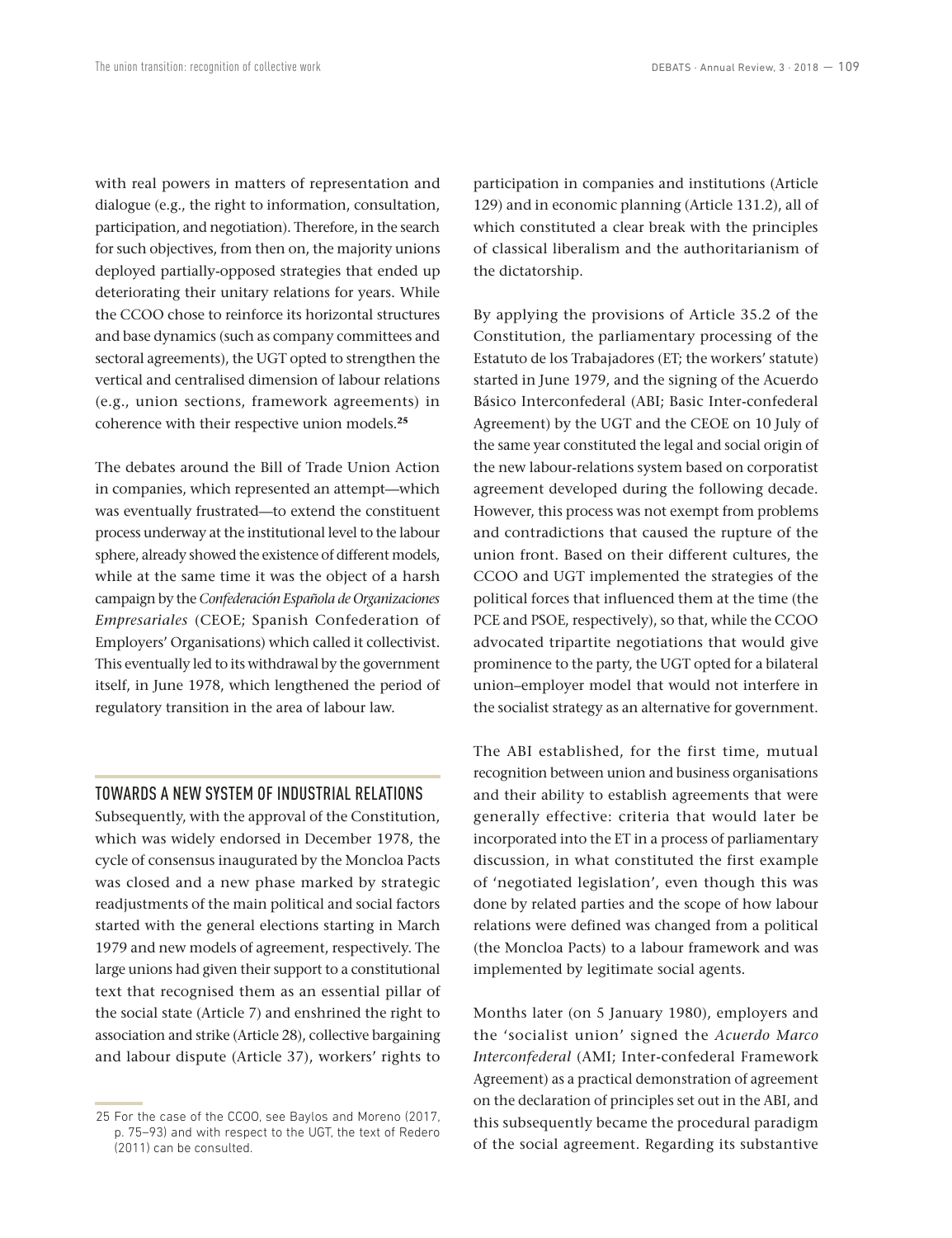with real powers in matters of representation and dialogue (e.g., the right to information, consultation, participation, and negotiation). Therefore, in the search for such objectives, from then on, the majority unions deployed partially-opposed strategies that ended up deteriorating their unitary relations for years. While the CCOO chose to reinforce its horizontal structures and base dynamics (such as company committees and sectoral agreements), the UGT opted to strengthen the vertical and centralised dimension of labour relations (e.g., union sections, framework agreements) in coherence with their respective union models.[25]

The debates around the Bill of Trade Union Action in companies, which represented an attempt—which was eventually frustrated—to extend the constituent process underway at the institutional level to the labour sphere, already showed the existence of different models, while at the same time it was the object of a harsh campaign by the *Confederación Española de Organizaciones Empresariales* (CEOE; Spanish Confederation of Employers' Organisations) which called it collectivist. This eventually led to its withdrawal by the government itself, in June 1978, which lengthened the period of regulatory transition in the area of labour law.

## TOWARDS A NEW SYSTEM OF INDUSTRIAL RELATIONS

Subsequently, with the approval of the Constitution, which was widely endorsed in December 1978, the cycle of consensus inaugurated by the Moncloa Pacts was closed and a new phase marked by strategic readjustments of the main political and social factors started with the general elections starting in March 1979 and new models of agreement, respectively. The large unions had given their support to a constitutional text that recognised them as an essential pillar of the social state (Article 7) and enshrined the right to association and strike (Article 28), collective bargaining and labour dispute (Article 37), workers' rights to participation in companies and institutions (Article 129) and in economic planning (Article 131.2), all of which constituted a clear break with the principles of classical liberalism and the authoritarianism of the dictatorship.

By applying the provisions of Article 35.2 of the Constitution, the parliamentary processing of the Estatuto de los Trabajadores (ET; the workers' statute) started in June 1979, and the signing of the Acuerdo Básico Interconfederal (ABI; Basic Inter-confederal Agreement) by the UGT and the CEOE on 10 July of the same year constituted the legal and social origin of the new labour-relations system based on corporatist agreement developed during the following decade. However, this process was not exempt from problems and contradictions that caused the rupture of the union front. Based on their different cultures, the CCOO and UGT implemented the strategies of the political forces that influenced them at the time (the PCE and PSOE, respectively), so that, while the CCOO advocated tripartite negotiations that would give prominence to the party, the UGT opted for a bilateral union–employer model that would not interfere in the socialist strategy as an alternative for government.

The ABI established, for the first time, mutual recognition between union and business organisations and their ability to establish agreements that were generally effective: criteria that would later be incorporated into the ET in a process of parliamentary discussion, in what constituted the first example of 'negotiated legislation', even though this was done by related parties and the scope of how labour relations were defined was changed from a political (the Moncloa Pacts) to a labour framework and was implemented by legitimate social agents.

Months later (on 5 January 1980), employers and the 'socialist union' signed the *Acuerdo Marco Interconfederal* (AMI; Inter-confederal Framework Agreement) as a practical demonstration of agreement on the declaration of principles set out in the ABI, and this subsequently became the procedural paradigm of the social agreement. Regarding its substantive

---

25 For the case of the CCOO, see Baylos and Moreno (2017, p. 75–93) and with respect to the UGT, the text of Redero (2011) can be consulted.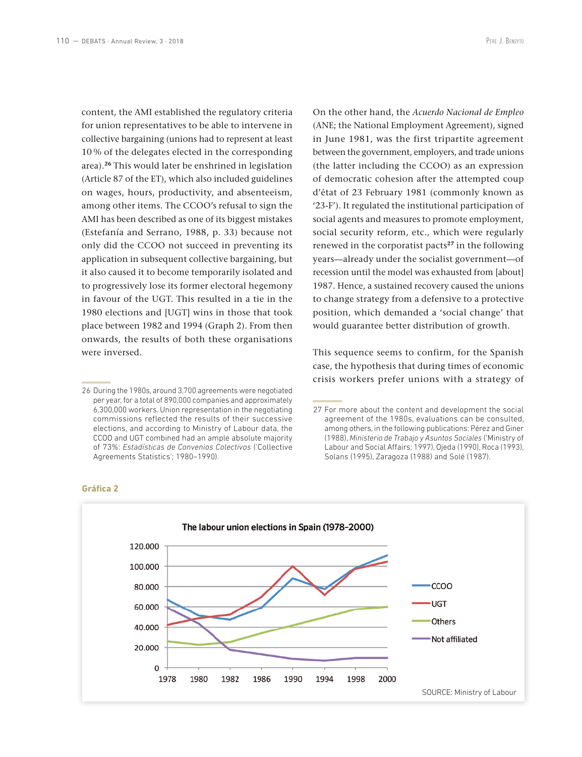content, the AMI established the regulatory criteria for union representatives to be able to intervene in collective bargaining (unions had to represent at least 10 % of the delegates elected in the corresponding area).[26] This would later be enshrined in legislation (Article 87 of the ET), which also included guidelines on wages, hours, productivity, and absenteeism, among other items. The CCOO's refusal to sign the AMI has been described as one of its biggest mistakes (Estefanía and Serrano, 1988, p. 33) because not only did the CCOO not succeed in preventing its application in subsequent collective bargaining, but it also caused it to become temporarily isolated and to progressively lose its former electoral hegemony in favour of the UGT. This resulted in a tie in the 1980 elections and [UGT] wins in those that took place between 1982 and 1994 (Graph 2). From then onwards, the results of both these organisations were inversed.

On the other hand, the *Acuerdo Nacional de Empleo* (ANE; the National Employment Agreement), signed in June 1981, was the first tripartite agreement between the government, employers, and trade unions (the latter including the CCOO) as an expression of democratic cohesion after the attempted coup d'état of 23 February 1981 (commonly known as '23-F'). It regulated the institutional participation of social agents and measures to promote employment, social security reform, etc., which were regularly renewed in the corporatist pacts[27] in the following years—already under the socialist government—of recession until the model was exhausted from [about] 1987. Hence, a sustained recovery caused the unions to change strategy from a defensive to a protective position, which demanded a 'social change' that would guarantee better distribution of growth.

This sequence seems to confirm, for the Spanish case, the hypothesis that during times of economic crisis workers prefer unions with a strategy of

26 During the 1980s, around 3,700 agreements were negotiated per year, for a total of 890,000 companies and approximately 6,300,000 workers. Union representation in the negotiating commissions reflected the results of their successive elections, and according to Ministry of Labour data, the CCOO and UGT combined had an ample absolute majority of 73%: *Estadísticas de Convenios Colectivos* ('Collective Agreements Statistics'; 1980–1990).

27 For more about the content and development the social agreement of the 1980s, evaluations can be consulted, among others, in the following publications: Pérez and Giner (1988), *Ministerio de Trabajo y Asuntos Sociales* ('Ministry of Labour and Social Affairs; 1997), Ojeda (1990), Roca (1993), Solans (1995), Zaragoza (1988) and Solé (1987).

**Gráfica 2**

The labour union elections in Spain (1978–2000)

SOURCE: Ministry of Labour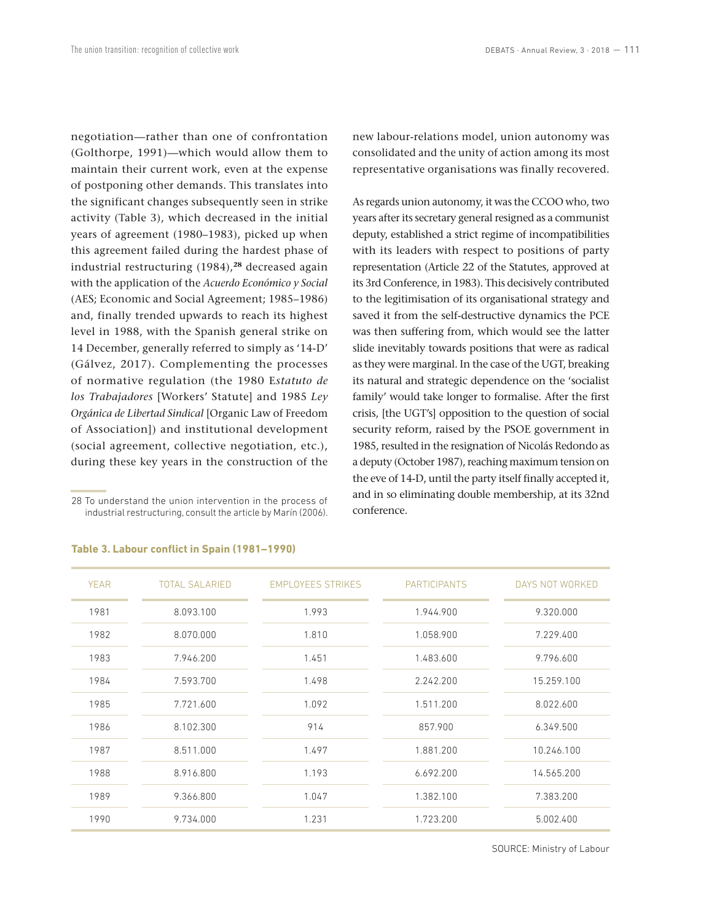negotiation—rather than one of confrontation (Golthorpe, 1991)—which would allow them to maintain their current work, even at the expense of postponing other demands. This translates into the significant changes subsequently seen in strike activity (Table 3), which decreased in the initial years of agreement (1980–1983), picked up when this agreement failed during the hardest phase of industrial restructuring (1984),[28] decreased again with the application of the *Acuerdo Económico y Social* (AES; Economic and Social Agreement; 1985–1986) and, finally trended upwards to reach its highest level in 1988, with the Spanish general strike on 14 December, generally referred to simply as '14-D' (Gálvez, 2017). Complementing the processes of normative regulation (the 1980 E*statuto de los Trabajadores* [Workers' Statute] and 1985 *Ley Orgánica de Libertad Sindical* [Organic Law of Freedom of Association]) and institutional development (social agreement, collective negotiation, etc.), during these key years in the construction of the new labour-relations model, union autonomy was consolidated and the unity of action among its most representative organisations was finally recovered.

As regards union autonomy, it was the CCOO who, two years after its secretary general resigned as a communist deputy, established a strict regime of incompatibilities with its leaders with respect to positions of party representation (Article 22 of the Statutes, approved at its 3rd Conference, in 1983). This decisively contributed to the legitimisation of its organisational strategy and saved it from the self-destructive dynamics the PCE was then suffering from, which would see the latter slide inevitably towards positions that were as radical as they were marginal. In the case of the UGT, breaking its natural and strategic dependence on the 'socialist family' would take longer to formalise. After the first crisis, [the UGT's] opposition to the question of social security reform, raised by the PSOE government in 1985, resulted in the resignation of Nicolás Redondo as a deputy (October 1987), reaching maximum tension on the eve of 14-D, until the party itself finally accepted it, and in so eliminating double membership, at its 32nd conference.

28 To understand the union intervention in the process of industrial restructuring, consult the article by Marín (2006).

**Table 3. Labour conflict in Spain (1981–1990)**

| YEAR | TOTAL SALARIED | EMPLOYEES STRIKES | PARTICIPANTS | DAYS NOT WORKED |
|---|---|---|---|---|
| 1981 | 8.093.100 | 1.993 | 1.944.900 | 9.320.000 |
| 1982 | 8.070.000 | 1.810 | 1.058.900 | 7.229.400 |
| 1983 | 7.946.200 | 1.451 | 1.483.600 | 9.796.600 |
| 1984 | 7.593.700 | 1.498 | 2.242.200 | 15.259.100 |
| 1985 | 7.721.600 | 1.092 | 1.511.200 | 8.022.600 |
| 1986 | 8.102.300 | 914 | 857.900 | 6.349.500 |
| 1987 | 8.511.000 | 1.497 | 1.881.200 | 10.246.100 |
| 1988 | 8.916.800 | 1.193 | 6.692.200 | 14.565.200 |
| 1989 | 9.366.800 | 1.047 | 1.382.100 | 7.383.200 |
| 1990 | 9.734.000 | 1.231 | 1.723.200 | 5.002.400 |

SOURCE: Ministry of Labour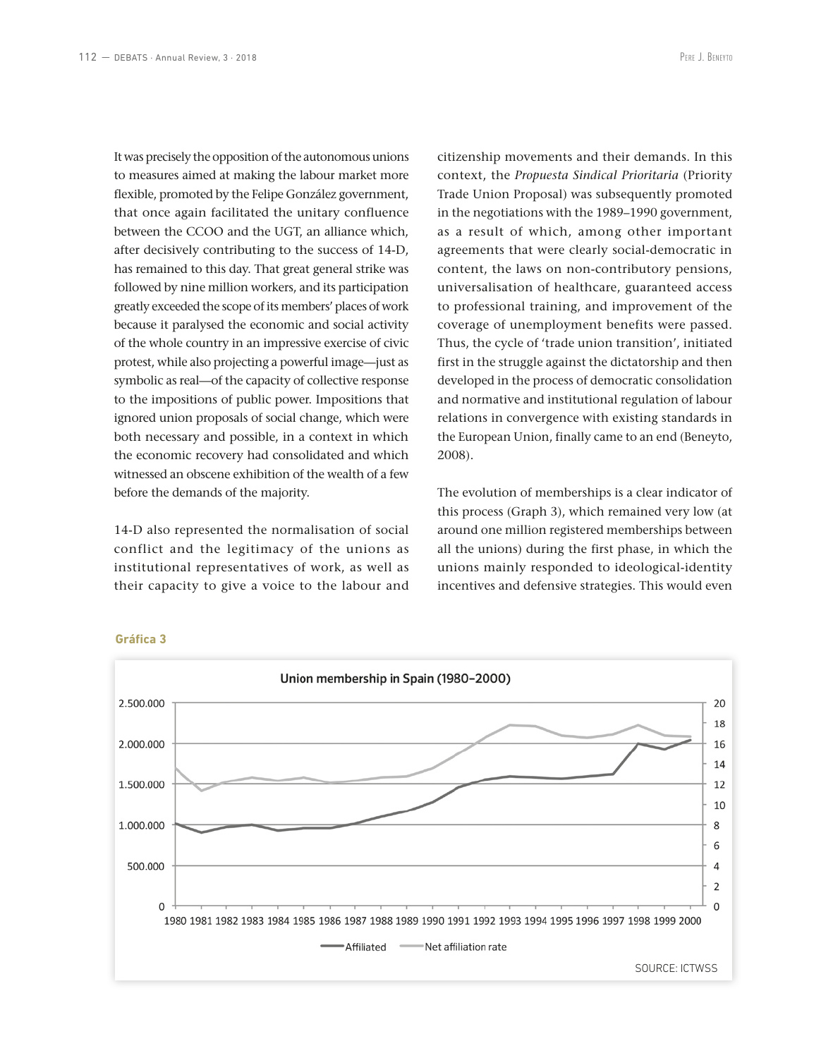It was precisely the opposition of the autonomous unions to measures aimed at making the labour market more flexible, promoted by the Felipe González government, that once again facilitated the unitary confluence between the CCOO and the UGT, an alliance which, after decisively contributing to the success of 14-D, has remained to this day. That great general strike was followed by nine million workers, and its participation greatly exceeded the scope of its members' places of work because it paralysed the economic and social activity of the whole country in an impressive exercise of civic protest, while also projecting a powerful image—just as symbolic as real—of the capacity of collective response to the impositions of public power. Impositions that ignored union proposals of social change, which were both necessary and possible, in a context in which the economic recovery had consolidated and which witnessed an obscene exhibition of the wealth of a few before the demands of the majority.

14-D also represented the normalisation of social conflict and the legitimacy of the unions as institutional representatives of work, as well as their capacity to give a voice to the labour and citizenship movements and their demands. In this context, the *Propuesta Sindical Prioritaria* (Priority Trade Union Proposal) was subsequently promoted in the negotiations with the 1989–1990 government, as a result of which, among other important agreements that were clearly social-democratic in content, the laws on non-contributory pensions, universalisation of healthcare, guaranteed access to professional training, and improvement of the coverage of unemployment benefits were passed. Thus, the cycle of 'trade union transition', initiated first in the struggle against the dictatorship and then developed in the process of democratic consolidation and normative and institutional regulation of labour relations in convergence with existing standards in the European Union, finally came to an end (Beneyto, 2008).

The evolution of memberships is a clear indicator of this process (Graph 3), which remained very low (at around one million registered memberships between all the unions) during the first phase, in which the unions mainly responded to ideological-identity incentives and defensive strategies. This would even

**Gráfica 3**

**Union membership in Spain (1980–2000)**

Legend: Affiliated; Net affiliation rate

SOURCE: ICTWSS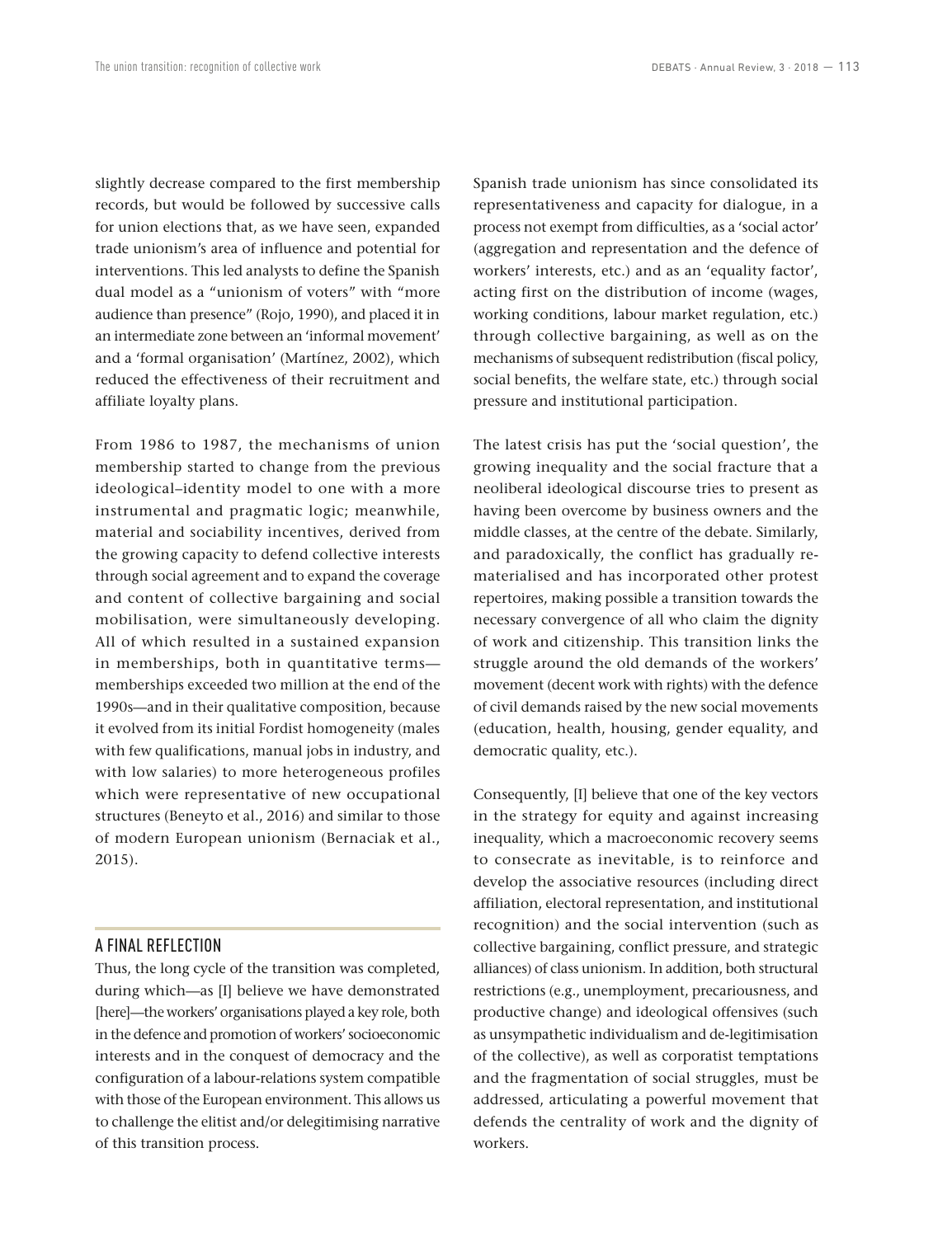slightly decrease compared to the first membership records, but would be followed by successive calls for union elections that, as we have seen, expanded trade unionism's area of influence and potential for interventions. This led analysts to define the Spanish dual model as a "unionism of voters" with "more audience than presence" (Rojo, 1990), and placed it in an intermediate zone between an 'informal movement' and a 'formal organisation' (Martínez, 2002), which reduced the effectiveness of their recruitment and affiliate loyalty plans.

From 1986 to 1987, the mechanisms of union membership started to change from the previous ideological–identity model to one with a more instrumental and pragmatic logic; meanwhile, material and sociability incentives, derived from the growing capacity to defend collective interests through social agreement and to expand the coverage and content of collective bargaining and social mobilisation, were simultaneously developing. All of which resulted in a sustained expansion in memberships, both in quantitative terms—memberships exceeded two million at the end of the 1990s—and in their qualitative composition, because it evolved from its initial Fordist homogeneity (males with few qualifications, manual jobs in industry, and with low salaries) to more heterogeneous profiles which were representative of new occupational structures (Beneyto et al., 2016) and similar to those of modern European unionism (Bernaciak et al., 2015).

## A FINAL REFLECTION

Thus, the long cycle of the transition was completed, during which—as [I] believe we have demonstrated [here]—the workers' organisations played a key role, both in the defence and promotion of workers' socioeconomic interests and in the conquest of democracy and the configuration of a labour-relations system compatible with those of the European environment. This allows us to challenge the elitist and/or delegitimising narrative of this transition process.

Spanish trade unionism has since consolidated its representativeness and capacity for dialogue, in a process not exempt from difficulties, as a 'social actor' (aggregation and representation and the defence of workers' interests, etc.) and as an 'equality factor', acting first on the distribution of income (wages, working conditions, labour market regulation, etc.) through collective bargaining, as well as on the mechanisms of subsequent redistribution (fiscal policy, social benefits, the welfare state, etc.) through social pressure and institutional participation.

The latest crisis has put the 'social question', the growing inequality and the social fracture that a neoliberal ideological discourse tries to present as having been overcome by business owners and the middle classes, at the centre of the debate. Similarly, and paradoxically, the conflict has gradually re-materialised and has incorporated other protest repertoires, making possible a transition towards the necessary convergence of all who claim the dignity of work and citizenship. This transition links the struggle around the old demands of the workers' movement (decent work with rights) with the defence of civil demands raised by the new social movements (education, health, housing, gender equality, and democratic quality, etc.).

Consequently, [I] believe that one of the key vectors in the strategy for equity and against increasing inequality, which a macroeconomic recovery seems to consecrate as inevitable, is to reinforce and develop the associative resources (including direct affiliation, electoral representation, and institutional recognition) and the social intervention (such as collective bargaining, conflict pressure, and strategic alliances) of class unionism. In addition, both structural restrictions (e.g., unemployment, precariousness, and productive change) and ideological offensives (such as unsympathetic individualism and de-legitimisation of the collective), as well as corporatist temptations and the fragmentation of social struggles, must be addressed, articulating a powerful movement that defends the centrality of work and the dignity of workers.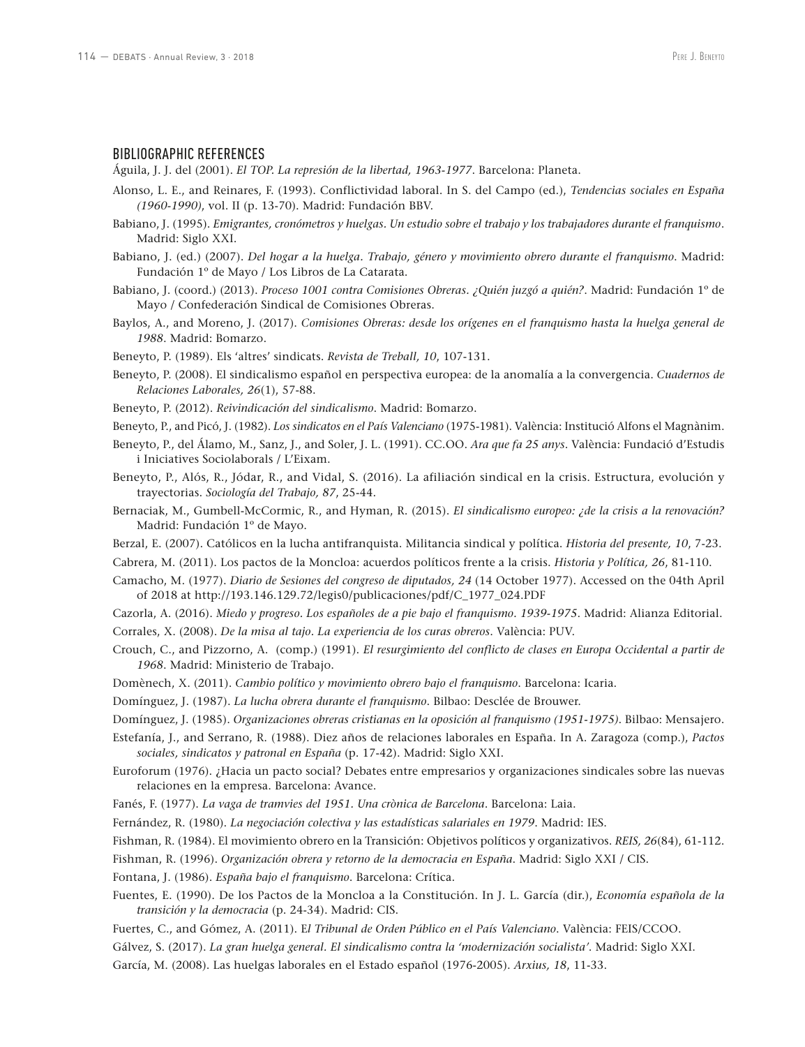## BIBLIOGRAPHIC REFERENCES

Águila, J. J. del (2001). *El TOP. La represión de la libertad, 1963-1977*. Barcelona: Planeta.

Alonso, L. E., and Reinares, F. (1993). Conflictividad laboral. In S. del Campo (ed.), *Tendencias sociales en España (1960-1990)*, vol. II (p. 13-70). Madrid: Fundación BBV.

Babiano, J. (1995). *Emigrantes, cronómetros y huelgas. Un estudio sobre el trabajo y los trabajadores durante el franquismo*. Madrid: Siglo XXI.

Babiano, J. (ed.) (2007). *Del hogar a la huelga. Trabajo, género y movimiento obrero durante el franquismo*. Madrid: Fundación 1º de Mayo / Los Libros de La Catarata.

Babiano, J. (coord.) (2013). *Proceso 1001 contra Comisiones Obreras. ¿Quién juzgó a quién?*. Madrid: Fundación 1º de Mayo / Confederación Sindical de Comisiones Obreras.

Baylos, A., and Moreno, J. (2017). *Comisiones Obreras: desde los orígenes en el franquismo hasta la huelga general de 1988*. Madrid: Bomarzo.

Beneyto, P. (1989). Els 'altres' sindicats. *Revista de Treball, 10*, 107-131.

Beneyto, P. (2008). El sindicalismo español en perspectiva europea: de la anomalía a la convergencia. *Cuadernos de Relaciones Laborales, 26*(1), 57-88.

Beneyto, P. (2012). *Reivindicación del sindicalismo*. Madrid: Bomarzo.

Beneyto, P., and Picó, J. (1982). *Los sindicatos en el País Valenciano* (1975-1981). València: Institució Alfons el Magnànim.

Beneyto, P., del Álamo, M., Sanz, J., and Soler, J. L. (1991). CC.OO. *Ara que fa 25 anys*. València: Fundació d'Estudis i Iniciatives Sociolaborals / L'Eixam.

Beneyto, P., Alós, R., Jódar, R., and Vidal, S. (2016). La afiliación sindical en la crisis. Estructura, evolución y trayectorias. *Sociología del Trabajo, 87*, 25-44.

Bernaciak, M., Gumbell-McCormic, R., and Hyman, R. (2015). *El sindicalismo europeo: ¿de la crisis a la renovación?* Madrid: Fundación 1º de Mayo.

Berzal, E. (2007). Católicos en la lucha antifranquista. Militancia sindical y política. *Historia del presente, 10*, 7-23.

Cabrera, M. (2011). Los pactos de la Moncloa: acuerdos políticos frente a la crisis. *Historia y Política, 26*, 81-110.

Camacho, M. (1977). *Diario de Sesiones del congreso de diputados, 24* (14 October 1977). Accessed on the 04th April of 2018 at http://193.146.129.72/legis0/publicaciones/pdf/C_1977_024.PDF

Cazorla, A. (2016). *Miedo y progreso. Los españoles de a pie bajo el franquismo. 1939-1975*. Madrid: Alianza Editorial.

Corrales, X. (2008). *De la misa al tajo. La experiencia de los curas obreros*. València: PUV.

Crouch, C., and Pizzorno, A. (comp.) (1991). *El resurgimiento del conflicto de clases en Europa Occidental a partir de 1968*. Madrid: Ministerio de Trabajo.

Domènech, X. (2011). *Cambio político y movimiento obrero bajo el franquismo*. Barcelona: Icaria.

Domínguez, J. (1987). *La lucha obrera durante el franquismo*. Bilbao: Desclée de Brouwer.

Domínguez, J. (1985). *Organizaciones obreras cristianas en la oposición al franquismo (1951-1975)*. Bilbao: Mensajero.

Estefanía, J., and Serrano, R. (1988). Diez años de relaciones laborales en España. In A. Zaragoza (comp.), *Pactos sociales, sindicatos y patronal en España* (p. 17-42). Madrid: Siglo XXI.

Euroforum (1976). ¿Hacia un pacto social? Debates entre empresarios y organizaciones sindicales sobre las nuevas relaciones en la empresa. Barcelona: Avance.

Fanés, F. (1977). *La vaga de tramvies del 1951. Una crònica de Barcelona*. Barcelona: Laia.

Fernández, R. (1980). *La negociación colectiva y las estadísticas salariales en 1979*. Madrid: IES.

Fishman, R. (1984). El movimiento obrero en la Transición: Objetivos políticos y organizativos. *REIS, 26*(84), 61-112.

Fishman, R. (1996). *Organización obrera y retorno de la democracia en España*. Madrid: Siglo XXI / CIS.

Fontana, J. (1986). *España bajo el franquismo*. Barcelona: Crítica.

Fuentes, E. (1990). De los Pactos de la Moncloa a la Constitución. In J. L. García (dir.), *Economía española de la transición y la democracia* (p. 24-34). Madrid: CIS.

Fuertes, C., and Gómez, A. (2011). E*l Tribunal de Orden Público en el País Valenciano*. València: FEIS/CCOO.

Gálvez, S. (2017). *La gran huelga general. El sindicalismo contra la 'modernización socialista'*. Madrid: Siglo XXI.

García, M. (2008). Las huelgas laborales en el Estado español (1976-2005). *Arxius, 18*, 11-33.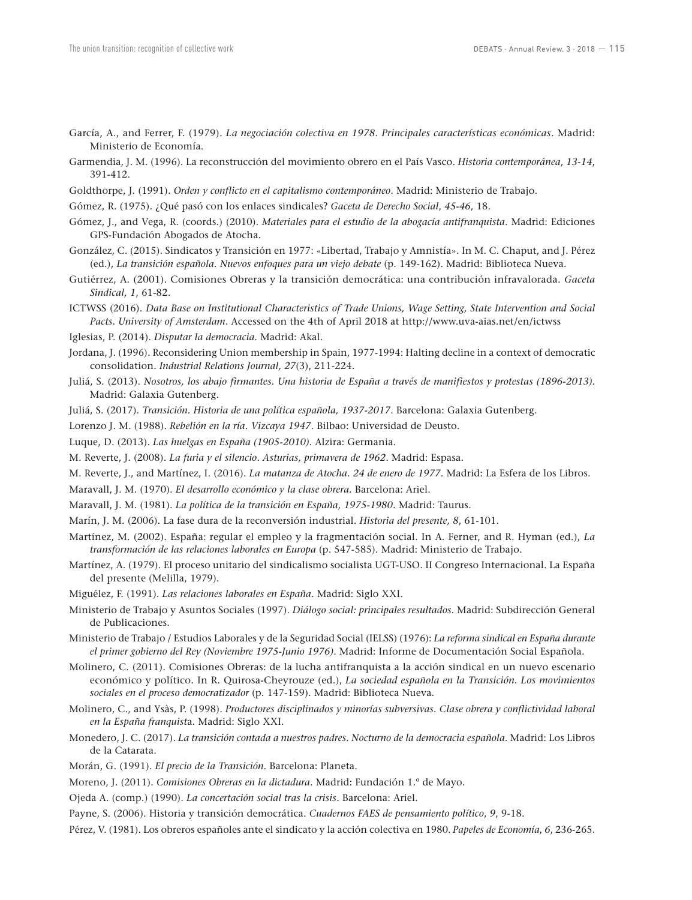García, A., and Ferrer, F. (1979). *La negociación colectiva en 1978. Principales características económicas*. Madrid: Ministerio de Economía.

Garmendia, J. M. (1996). La reconstrucción del movimiento obrero en el País Vasco. *Historia contemporánea*, *13-14*, 391-412.

Goldthorpe, J. (1991). *Orden y conflicto en el capitalismo contemporáneo*. Madrid: Ministerio de Trabajo.

Gómez, R. (1975). ¿Qué pasó con los enlaces sindicales? *Gaceta de Derecho Social*, *45-46*, 18.

Gómez, J., and Vega, R. (coords.) (2010). *Materiales para el estudio de la abogacía antifranquista*. Madrid: Ediciones GPS-Fundación Abogados de Atocha.

González, C. (2015). Sindicatos y Transición en 1977: «Libertad, Trabajo y Amnistía». In M. C. Chaput, and J. Pérez (ed.), *La transición española. Nuevos enfoques para un viejo debate* (p. 149-162). Madrid: Biblioteca Nueva.

Gutiérrez, A. (2001). Comisiones Obreras y la transición democrática: una contribución infravalorada. *Gaceta Sindical, 1*, 61-82.

ICTWSS (2016). *Data Base on Institutional Characteristics of Trade Unions, Wage Setting, State Intervention and Social Pacts. University of Amsterdam*. Accessed on the 4th of April 2018 at http://www.uva-aias.net/en/ictwss

Iglesias, P. (2014). *Disputar la democracia*. Madrid: Akal.

Jordana, J. (1996). Reconsidering Union membership in Spain, 1977-1994: Halting decline in a context of democratic consolidation. *Industrial Relations Journal, 27*(3), 211-224.

Juliá, S. (2013). *Nosotros, los abajo firmantes. Una historia de España a través de manifiestos y protestas (1896-2013)*. Madrid: Galaxia Gutenberg.

Juliá, S. (2017). *Transición. Historia de una política española, 1937-2017*. Barcelona: Galaxia Gutenberg.

Lorenzo J. M. (1988). *Rebelión en la ría. Vizcaya 1947*. Bilbao: Universidad de Deusto.

Luque, D. (2013). *Las huelgas en España (1905-2010)*. Alzira: Germania.

M. Reverte, J. (2008). *La furia y el silencio. Asturias, primavera de 1962*. Madrid: Espasa.

M. Reverte, J., and Martínez, I. (2016). *La matanza de Atocha. 24 de enero de 1977*. Madrid: La Esfera de los Libros.

Maravall, J. M. (1970). *El desarrollo económico y la clase obrera*. Barcelona: Ariel.

Maravall, J. M. (1981). *La política de la transición en España, 1975-1980*. Madrid: Taurus.

Marín, J. M. (2006). La fase dura de la reconversión industrial. *Historia del presente, 8*, 61-101.

Martínez, M. (2002). España: regular el empleo y la fragmentación social. In A. Ferner, and R. Hyman (ed.), *La transformación de las relaciones laborales en Europa* (p. 547-585). Madrid: Ministerio de Trabajo.

Martínez, A. (1979). El proceso unitario del sindicalismo socialista UGT-USO. II Congreso Internacional. La España del presente (Melilla, 1979).

Miguélez, F. (1991). *Las relaciones laborales en España*. Madrid: Siglo XXI.

Ministerio de Trabajo y Asuntos Sociales (1997). *Diálogo social: principales resultados*. Madrid: Subdirección General de Publicaciones.

Ministerio de Trabajo / Estudios Laborales y de la Seguridad Social (IELSS) (1976): *La reforma sindical en España durante el primer gobierno del Rey (Noviembre 1975-Junio 1976)*. Madrid: Informe de Documentación Social Española.

Molinero, C. (2011). Comisiones Obreras: de la lucha antifranquista a la acción sindical en un nuevo escenario económico y político. In R. Quirosa-Cheyrouze (ed.), *La sociedad española en la Transición. Los movimientos sociales en el proceso democratizador* (p. 147-159). Madrid: Biblioteca Nueva.

Molinero, C., and Ysàs, P. (1998). *Productores disciplinados y minorías subversivas. Clase obrera y conflictividad laboral en la España franquista*. Madrid: Siglo XXI.

Monedero, J. C. (2017). *La transición contada a nuestros padres. Nocturno de la democracia española*. Madrid: Los Libros de la Catarata.

Morán, G. (1991). *El precio de la Transición*. Barcelona: Planeta.

Moreno, J. (2011). *Comisiones Obreras en la dictadura*. Madrid: Fundación 1.º de Mayo.

Ojeda A. (comp.) (1990). *La concertación social tras la crisis*. Barcelona: Ariel.

Payne, S. (2006). Historia y transición democrática. *Cuadernos FAES de pensamiento político*, *9*, 9-18.

Pérez, V. (1981). Los obreros españoles ante el sindicato y la acción colectiva en 1980. *Papeles de Economía*, *6*, 236-265.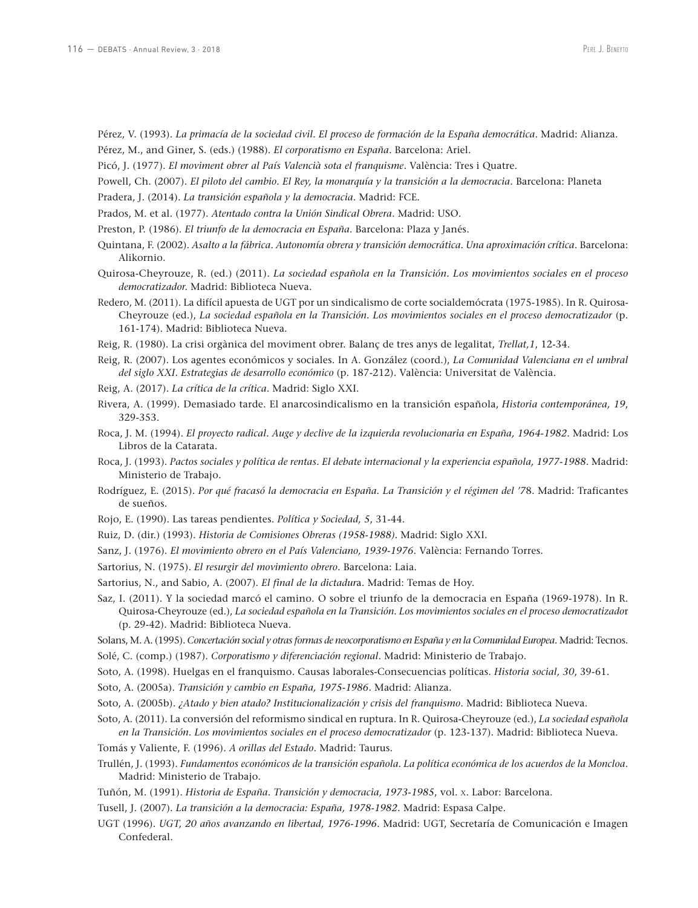Pérez, V. (1993). *La primacía de la sociedad civil. El proceso de formación de la España democrática*. Madrid: Alianza.

Pérez, M., and Giner, S. (eds.) (1988). *El corporatismo en España*. Barcelona: Ariel.

Picó, J. (1977). *El moviment obrer al País Valencià sota el franquisme*. València: Tres i Quatre.

Powell, Ch. (2007). *El piloto del cambio. El Rey, la monarquía y la transición a la democracia*. Barcelona: Planeta

Pradera, J. (2014). *La transición española y la democracia*. Madrid: FCE.

Prados, M. et al. (1977). *Atentado contra la Unión Sindical Obrera*. Madrid: USO.

Preston, P. (1986). *El triunfo de la democracia en España*. Barcelona: Plaza y Janés.

Quintana, F. (2002). *Asalto a la fábrica. Autonomía obrera y transición democrática. Una aproximación crítica*. Barcelona: Alikornio.

Quirosa-Cheyrouze, R. (ed.) (2011). *La sociedad española en la Transición. Los movimientos sociales en el proceso democratizador.* Madrid: Biblioteca Nueva.

Redero, M. (2011). La difícil apuesta de UGT por un sindicalismo de corte socialdemócrata (1975-1985). In R. Quirosa-Cheyrouze (ed.), *La sociedad española en la Transición. Los movimientos sociales en el proceso democratizador* (p. 161-174). Madrid: Biblioteca Nueva.

Reig, R. (1980). La crisi orgànica del moviment obrer. Balanç de tres anys de legalitat, *Trellat,1*, 12-34.

Reig, R. (2007). Los agentes económicos y sociales. In A. González (coord.), *La Comunidad Valenciana en el umbral del siglo XXI. Estrategias de desarrollo económico* (p. 187-212). València: Universitat de València.

Reig, A. (2017). *La crítica de la crítica*. Madrid: Siglo XXI.

Rivera, A. (1999). Demasiado tarde. El anarcosindicalismo en la transición española, *Historia contemporánea, 19*, 329-353.

Roca, J. M. (1994). *El proyecto radical. Auge y declive de la izquierda revolucionaria en España, 1964-1982*. Madrid: Los Libros de la Catarata.

Roca, J. (1993). *Pactos sociales y política de rentas. El debate internacional y la experiencia española, 1977-1988*. Madrid: Ministerio de Trabajo.

Rodríguez, E. (2015). *Por qué fracasó la democracia en España. La Transición y el régimen del '78*. Madrid: Traficantes de sueños.

Rojo, E. (1990). Las tareas pendientes. *Política y Sociedad, 5*, 31-44.

Ruiz, D. (dir.) (1993). *Historia de Comisiones Obreras (1958-1988)*. Madrid: Siglo XXI.

Sanz, J. (1976). *El movimiento obrero en el País Valenciano, 1939-1976*. València: Fernando Torres.

Sartorius, N. (1975). *El resurgir del movimiento obrero*. Barcelona: Laia.

Sartorius, N., and Sabio, A. (2007). *El final de la dictadura*. Madrid: Temas de Hoy.

Saz, I. (2011). Y la sociedad marcó el camino. O sobre el triunfo de la democracia en España (1969-1978). In R. Quirosa-Cheyrouze (ed.), *La sociedad española en la Transición. Los movimientos sociales en el proceso democratizador* (p. 29-42). Madrid: Biblioteca Nueva.

Solans, M. A. (1995). *Concertación social y otras formas de neocorporatismo en España y en la Comunidad Europea*. Madrid: Tecnos.

Solé, C. (comp.) (1987). *Corporatismo y diferenciación regional*. Madrid: Ministerio de Trabajo.

Soto, A. (1998). Huelgas en el franquismo. Causas laborales-Consecuencias políticas. *Historia social, 30*, 39-61.

Soto, A. (2005a). *Transición y cambio en España, 1975-1986*. Madrid: Alianza.

Soto, A. (2005b). *¿Atado y bien atado? Institucionalización y crisis del franquismo*. Madrid: Biblioteca Nueva.

Soto, A. (2011). La conversión del reformismo sindical en ruptura. In R. Quirosa-Cheyrouze (ed.), *La sociedad española en la Transición. Los movimientos sociales en el proceso democratizador* (p. 123-137). Madrid: Biblioteca Nueva.

Tomás y Valiente, F. (1996). *A orillas del Estado*. Madrid: Taurus.

Trullén, J. (1993). *Fundamentos económicos de la transición española. La política económica de los acuerdos de la Moncloa*. Madrid: Ministerio de Trabajo.

Tuñón, M. (1991). *Historia de España. Transición y democracia, 1973-1985*, vol. x. Labor: Barcelona.

Tusell, J. (2007). *La transición a la democracia: España, 1978-1982*. Madrid: Espasa Calpe.

UGT (1996). *UGT, 20 años avanzando en libertad, 1976-1996*. Madrid: UGT, Secretaría de Comunicación e Imagen Confederal.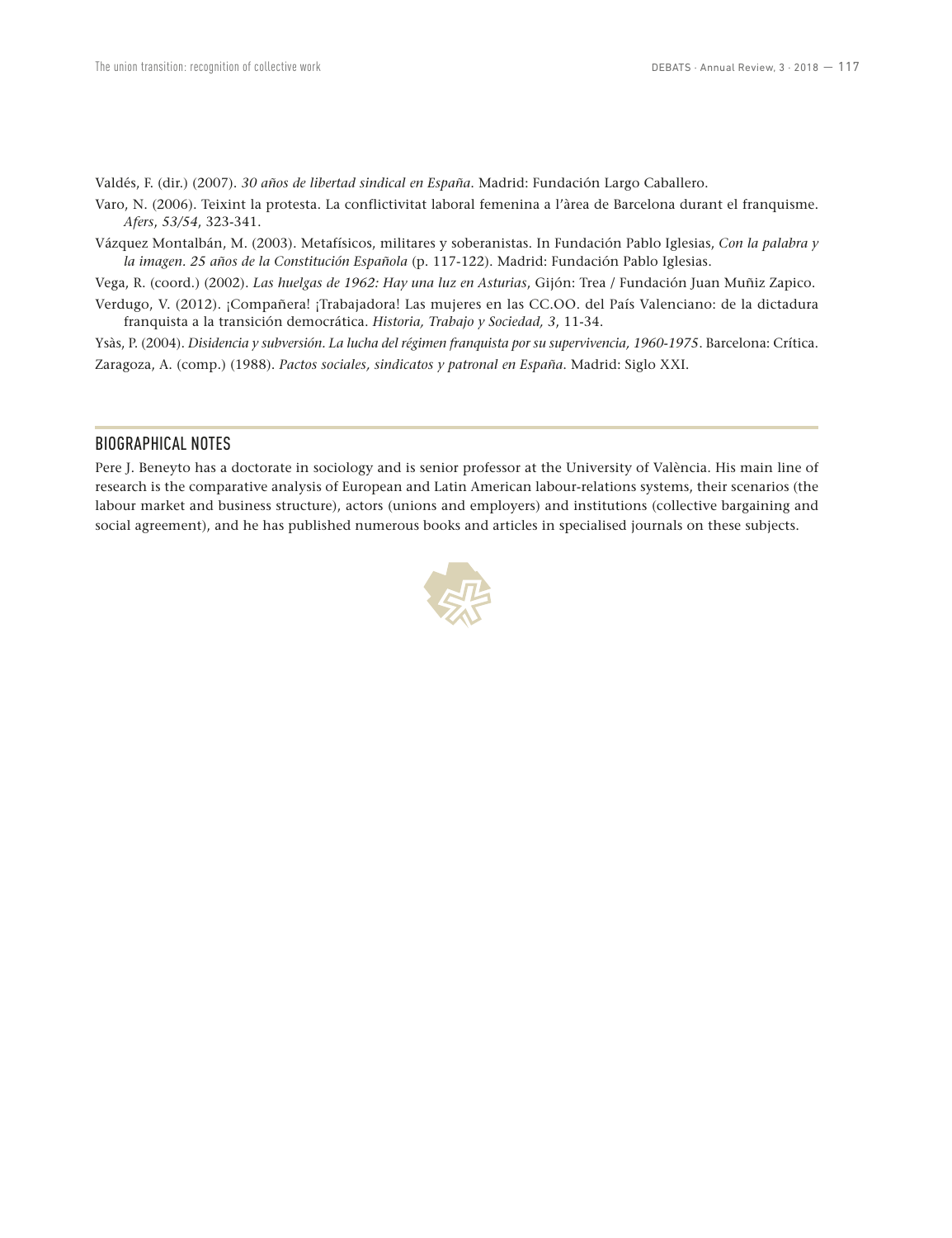Valdés, F. (dir.) (2007). *30 años de libertad sindical en España*. Madrid: Fundación Largo Caballero.

Varo, N. (2006). Teixint la protesta. La conflictivitat laboral femenina a l'àrea de Barcelona durant el franquisme. *Afers*, *53/54*, 323-341.

Vázquez Montalbán, M. (2003). Metafísicos, militares y soberanistas. In Fundación Pablo Iglesias, *Con la palabra y la imagen. 25 años de la Constitución Española* (p. 117-122). Madrid: Fundación Pablo Iglesias.

Vega, R. (coord.) (2002). *Las huelgas de 1962: Hay una luz en Asturias*, Gijón: Trea / Fundación Juan Muñiz Zapico.

Verdugo, V. (2012). ¡Compañera! ¡Trabajadora! Las mujeres en las CC.OO. del País Valenciano: de la dictadura franquista a la transición democrática. *Historia, Trabajo y Sociedad, 3*, 11-34.

Ysàs, P. (2004). *Disidencia y subversión. La lucha del régimen franquista por su supervivencia, 1960-1975*. Barcelona: Crítica.

Zaragoza, A. (comp.) (1988). *Pactos sociales, sindicatos y patronal en España*. Madrid: Siglo XXI.

## BIOGRAPHICAL NOTES

Pere J. Beneyto has a doctorate in sociology and is senior professor at the University of València. His main line of research is the comparative analysis of European and Latin American labour-relations systems, their scenarios (the labour market and business structure), actors (unions and employers) and institutions (collective bargaining and social agreement), and he has published numerous books and articles in specialised journals on these subjects.